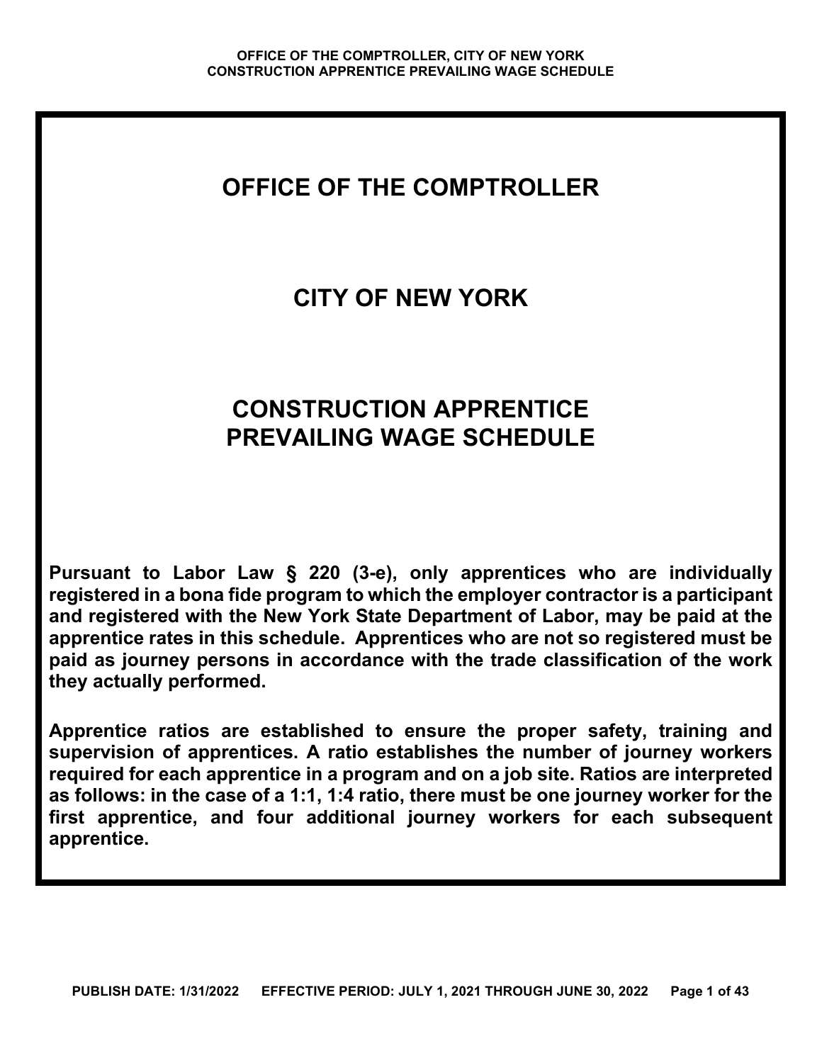# OFFICE OF THE COMPTROLLER

# CITY OF NEW YORK

# CONSTRUCTION APPRENTICE PREVAILING WAGE SCHEDULE

**Pursuant to Labor Law § 220 (3-e), only apprentices who are individually registered in a bona fide program to which the employer contractor is a participant and registered with the New York State Department of Labor, may be paid at the apprentice rates in this schedule. Apprentices who are not so registered must be paid as journey persons in accordance with the trade classification of the work they actually performed.**

**Apprentice ratios are established to ensure the proper safety, training and supervision of apprentices. A ratio establishes the number of journey workers required for each apprentice in a program and on a job site. Ratios are interpreted as follows: in the case of a 1:1, 1:4 ratio, there must be one journey worker for the first apprentice, and four additional journey workers for each subsequent apprentice.**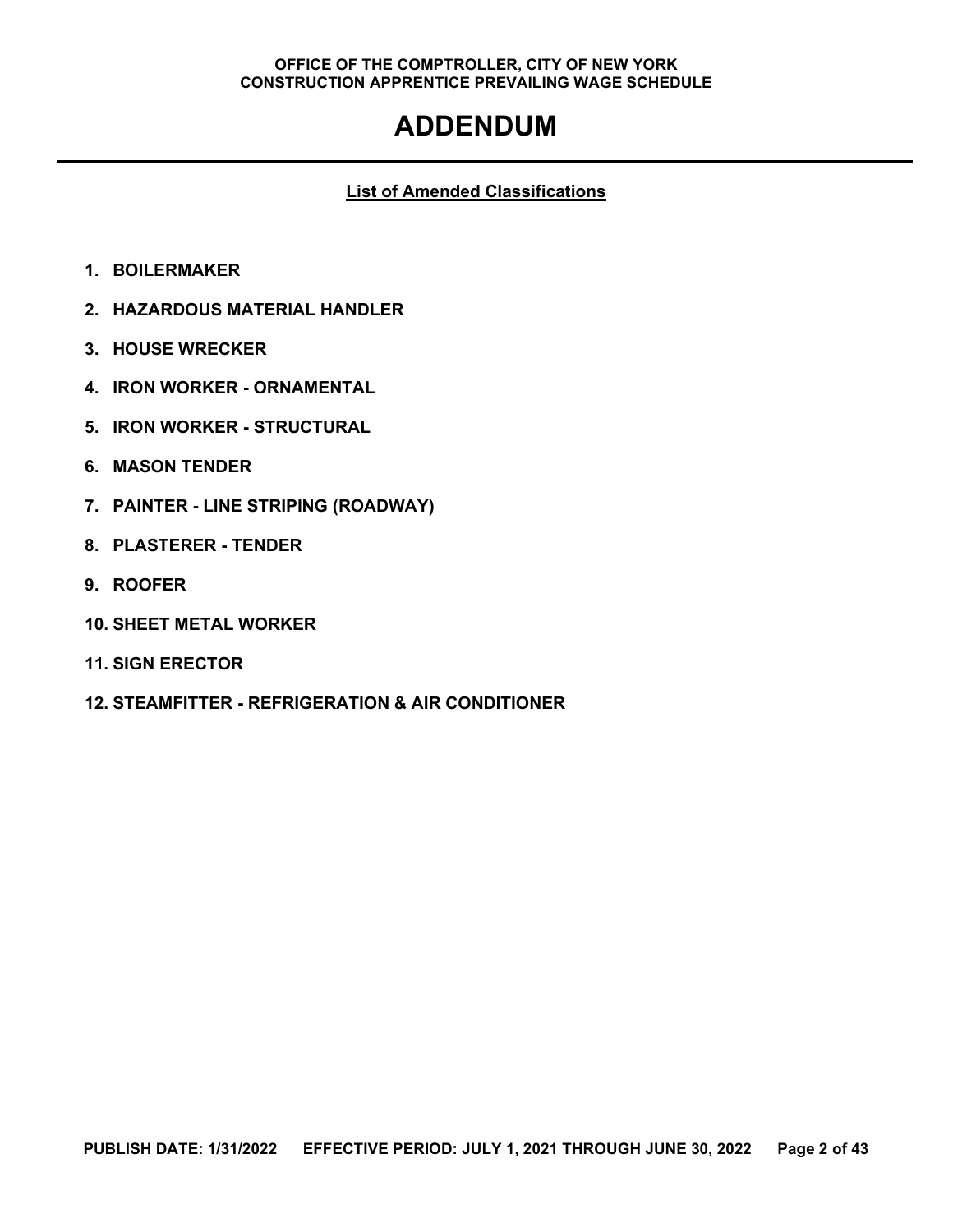# ADDENDUM

## List of Amended Classifications

1. **BOILERMAKER**
2. **HAZARDOUS MATERIAL HANDLER**
3. **HOUSE WRECKER**
4. **IRON WORKER - ORNAMENTAL**
5. **IRON WORKER - STRUCTURAL**
6. **MASON TENDER**
7. **PAINTER - LINE STRIPING (ROADWAY)**
8. **PLASTERER - TENDER**
9. **ROOFER**
10. **SHEET METAL WORKER**
11. **SIGN ERECTOR**
12. **STEAMFITTER - REFRIGERATION & AIR CONDITIONER**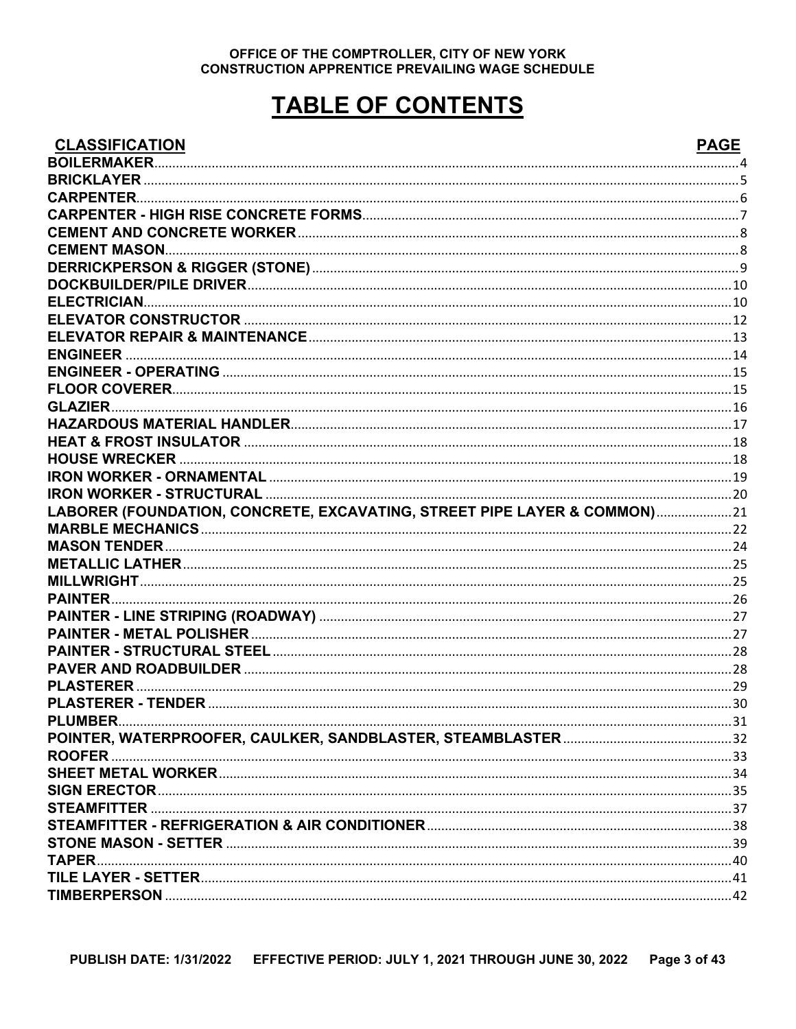OFFICE OF THE COMPTROLLER, CITY OF NEW YORK
CONSTRUCTION APPRENTICE PREVAILING WAGE SCHEDULE

# TABLE OF CONTENTS

| CLASSIFICATION | PAGE |
|---|---|
| BOILERMAKER | 4 |
| BRICKLAYER | 5 |
| CARPENTER | 6 |
| CARPENTER - HIGH RISE CONCRETE FORMS | 7 |
| CEMENT AND CONCRETE WORKER | 8 |
| CEMENT MASON | 8 |
| DERRICKPERSON & RIGGER (STONE) | 9 |
| DOCKBUILDER/PILE DRIVER | 10 |
| ELECTRICIAN | 10 |
| ELEVATOR CONSTRUCTOR | 12 |
| ELEVATOR REPAIR & MAINTENANCE | 13 |
| ENGINEER | 14 |
| ENGINEER - OPERATING | 15 |
| FLOOR COVERER | 15 |
| GLAZIER | 16 |
| HAZARDOUS MATERIAL HANDLER | 17 |
| HEAT & FROST INSULATOR | 18 |
| HOUSE WRECKER | 18 |
| IRON WORKER - ORNAMENTAL | 19 |
| IRON WORKER - STRUCTURAL | 20 |
| LABORER (FOUNDATION, CONCRETE, EXCAVATING, STREET PIPE LAYER & COMMON) | 21 |
| MARBLE MECHANICS | 22 |
| MASON TENDER | 24 |
| METALLIC LATHER | 25 |
| MILLWRIGHT | 25 |
| PAINTER | 26 |
| PAINTER - LINE STRIPING (ROADWAY) | 27 |
| PAINTER - METAL POLISHER | 27 |
| PAINTER - STRUCTURAL STEEL | 28 |
| PAVER AND ROADBUILDER | 28 |
| PLASTERER | 29 |
| PLASTERER - TENDER | 30 |
| PLUMBER | 31 |
| POINTER, WATERPROOFER, CAULKER, SANDBLASTER, STEAMBLASTER | 32 |
| ROOFER | 33 |
| SHEET METAL WORKER | 34 |
| SIGN ERECTOR | 35 |
| STEAMFITTER | 37 |
| STEAMFITTER - REFRIGERATION & AIR CONDITIONER | 38 |
| STONE MASON - SETTER | 39 |
| TAPER | 40 |
| TILE LAYER - SETTER | 41 |
| TIMBERPERSON | 42 |

PUBLISH DATE: 1/31/2022 EFFECTIVE PERIOD: JULY 1, 2021 THROUGH JUNE 30, 2022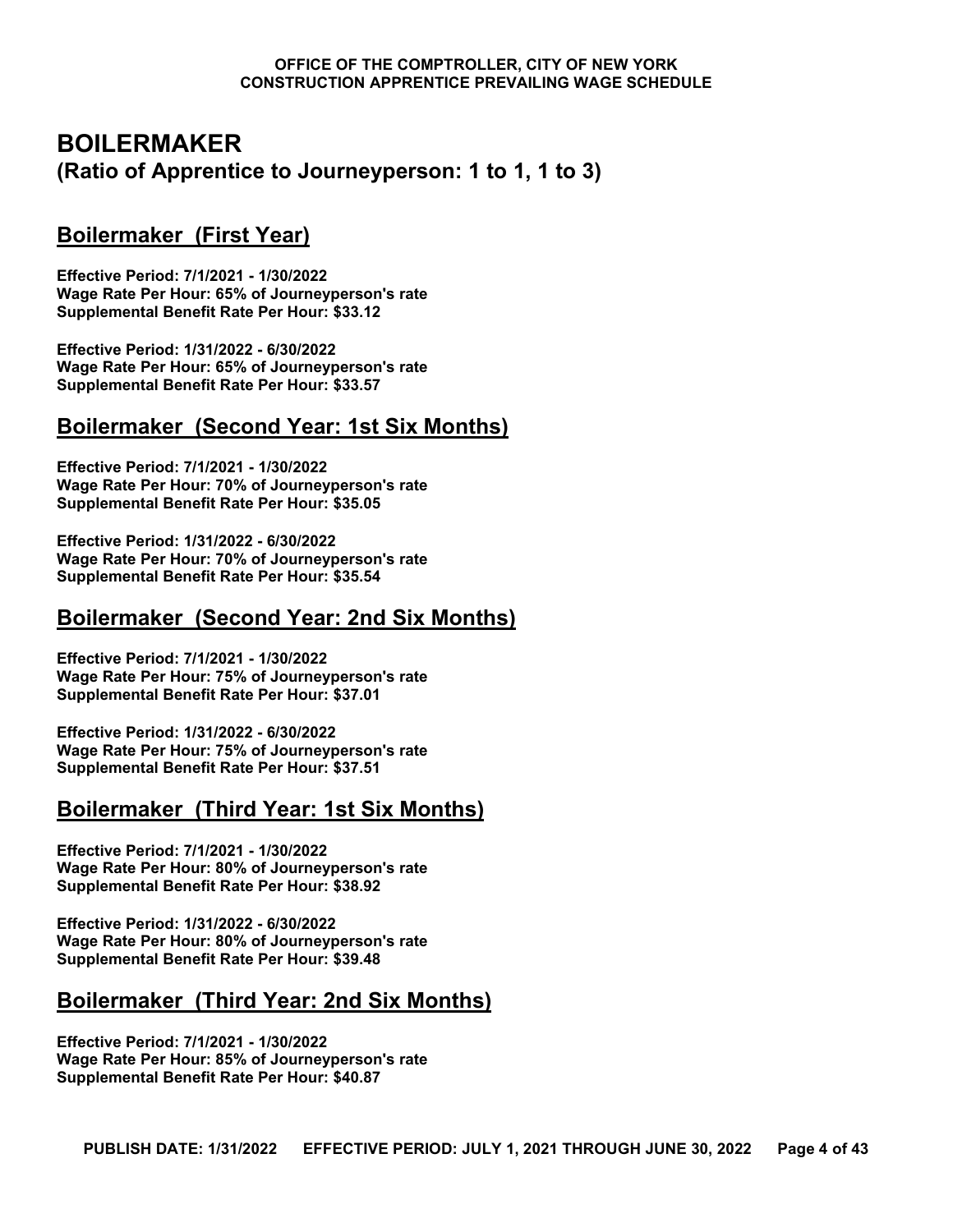# BOILERMAKER
## (Ratio of Apprentice to Journeyperson: 1 to 1, 1 to 3)

### Boilermaker (First Year)

**Effective Period: 7/1/2021 - 1/30/2022**
**Wage Rate Per Hour: 65% of Journeyperson's rate**
**Supplemental Benefit Rate Per Hour: $33.12**

**Effective Period: 1/31/2022 - 6/30/2022**
**Wage Rate Per Hour: 65% of Journeyperson's rate**
**Supplemental Benefit Rate Per Hour: $33.57**

### Boilermaker (Second Year: 1st Six Months)

**Effective Period: 7/1/2021 - 1/30/2022**
**Wage Rate Per Hour: 70% of Journeyperson's rate**
**Supplemental Benefit Rate Per Hour: $35.05**

**Effective Period: 1/31/2022 - 6/30/2022**
**Wage Rate Per Hour: 70% of Journeyperson's rate**
**Supplemental Benefit Rate Per Hour: $35.54**

### Boilermaker (Second Year: 2nd Six Months)

**Effective Period: 7/1/2021 - 1/30/2022**
**Wage Rate Per Hour: 75% of Journeyperson's rate**
**Supplemental Benefit Rate Per Hour: $37.01**

**Effective Period: 1/31/2022 - 6/30/2022**
**Wage Rate Per Hour: 75% of Journeyperson's rate**
**Supplemental Benefit Rate Per Hour: $37.51**

### Boilermaker (Third Year: 1st Six Months)

**Effective Period: 7/1/2021 - 1/30/2022**
**Wage Rate Per Hour: 80% of Journeyperson's rate**
**Supplemental Benefit Rate Per Hour: $38.92**

**Effective Period: 1/31/2022 - 6/30/2022**
**Wage Rate Per Hour: 80% of Journeyperson's rate**
**Supplemental Benefit Rate Per Hour: $39.48**

### Boilermaker (Third Year: 2nd Six Months)

**Effective Period: 7/1/2021 - 1/30/2022**
**Wage Rate Per Hour: 85% of Journeyperson's rate**
**Supplemental Benefit Rate Per Hour: $40.87**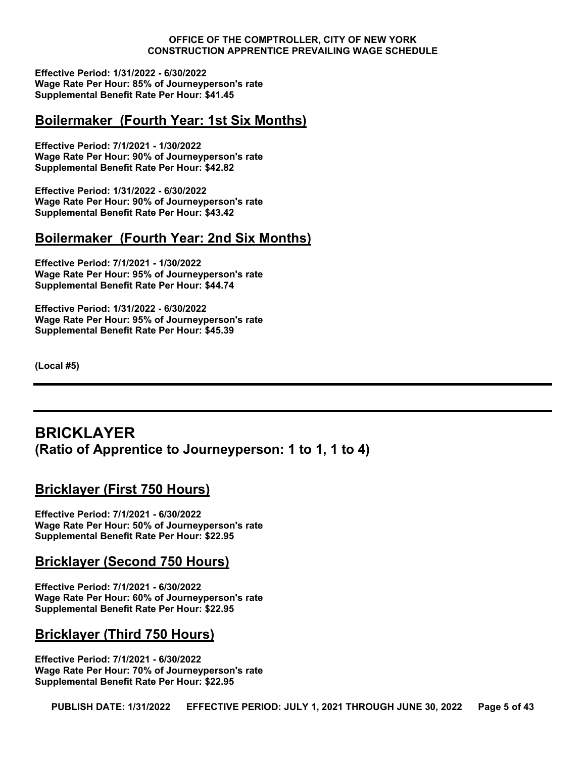**Effective Period: 1/31/2022 - 6/30/2022**
**Wage Rate Per Hour: 85% of Journeyperson's rate**
**Supplemental Benefit Rate Per Hour: $41.45**

## Boilermaker (Fourth Year: 1st Six Months)

**Effective Period: 7/1/2021 - 1/30/2022**
**Wage Rate Per Hour: 90% of Journeyperson's rate**
**Supplemental Benefit Rate Per Hour: $42.82**

**Effective Period: 1/31/2022 - 6/30/2022**
**Wage Rate Per Hour: 90% of Journeyperson's rate**
**Supplemental Benefit Rate Per Hour: $43.42**

## Boilermaker (Fourth Year: 2nd Six Months)

**Effective Period: 7/1/2021 - 1/30/2022**
**Wage Rate Per Hour: 95% of Journeyperson's rate**
**Supplemental Benefit Rate Per Hour: $44.74**

**Effective Period: 1/31/2022 - 6/30/2022**
**Wage Rate Per Hour: 95% of Journeyperson's rate**
**Supplemental Benefit Rate Per Hour: $45.39**

**(Local #5)**

---

# BRICKLAYER
**(Ratio of Apprentice to Journeyperson: 1 to 1, 1 to 4)**

## Bricklayer (First 750 Hours)

**Effective Period: 7/1/2021 - 6/30/2022**
**Wage Rate Per Hour: 50% of Journeyperson's rate**
**Supplemental Benefit Rate Per Hour: $22.95**

## Bricklayer (Second 750 Hours)

**Effective Period: 7/1/2021 - 6/30/2022**
**Wage Rate Per Hour: 60% of Journeyperson's rate**
**Supplemental Benefit Rate Per Hour: $22.95**

## Bricklayer (Third 750 Hours)

**Effective Period: 7/1/2021 - 6/30/2022**
**Wage Rate Per Hour: 70% of Journeyperson's rate**
**Supplemental Benefit Rate Per Hour: $22.95**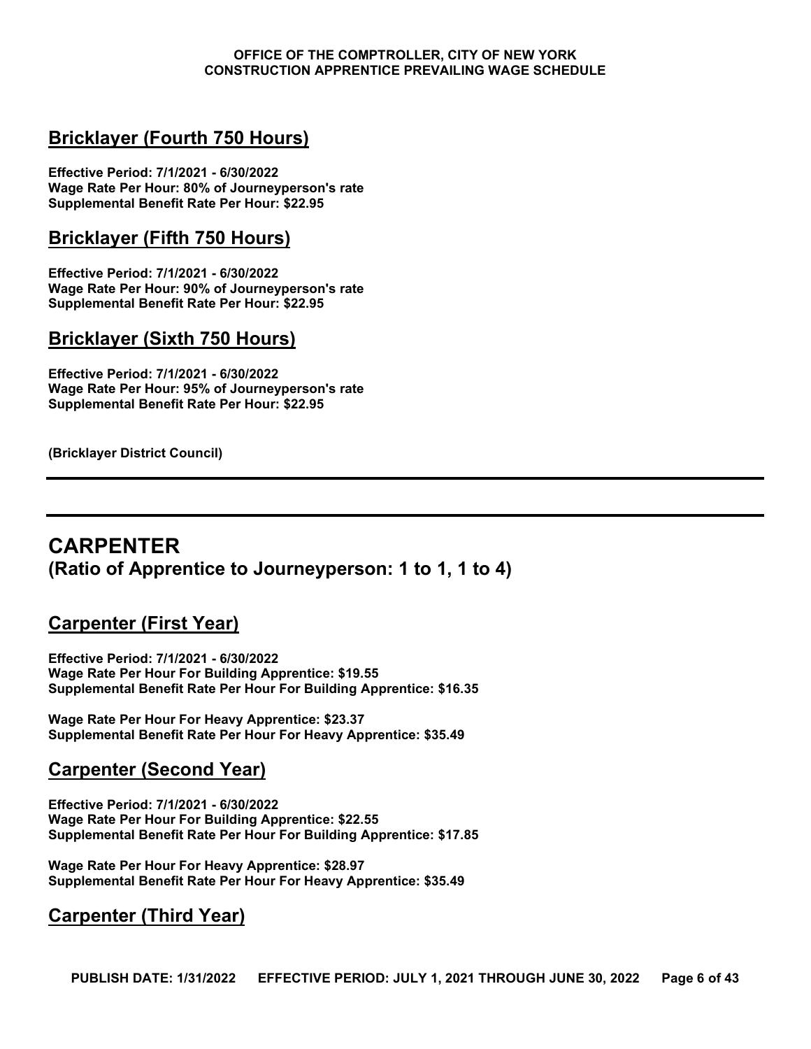## Bricklayer (Fourth 750 Hours)

**Effective Period: 7/1/2021 - 6/30/2022**
**Wage Rate Per Hour: 80% of Journeyperson's rate**
**Supplemental Benefit Rate Per Hour: $22.95**

## Bricklayer (Fifth 750 Hours)

**Effective Period: 7/1/2021 - 6/30/2022**
**Wage Rate Per Hour: 90% of Journeyperson's rate**
**Supplemental Benefit Rate Per Hour: $22.95**

## Bricklayer (Sixth 750 Hours)

**Effective Period: 7/1/2021 - 6/30/2022**
**Wage Rate Per Hour: 95% of Journeyperson's rate**
**Supplemental Benefit Rate Per Hour: $22.95**

**(Bricklayer District Council)**

---

# CARPENTER
### (Ratio of Apprentice to Journeyperson: 1 to 1, 1 to 4)

## Carpenter (First Year)

**Effective Period: 7/1/2021 - 6/30/2022**
**Wage Rate Per Hour For Building Apprentice: $19.55**
**Supplemental Benefit Rate Per Hour For Building Apprentice: $16.35**

**Wage Rate Per Hour For Heavy Apprentice: $23.37**
**Supplemental Benefit Rate Per Hour For Heavy Apprentice: $35.49**

## Carpenter (Second Year)

**Effective Period: 7/1/2021 - 6/30/2022**
**Wage Rate Per Hour For Building Apprentice: $22.55**
**Supplemental Benefit Rate Per Hour For Building Apprentice: $17.85**

**Wage Rate Per Hour For Heavy Apprentice: $28.97**
**Supplemental Benefit Rate Per Hour For Heavy Apprentice: $35.49**

## Carpenter (Third Year)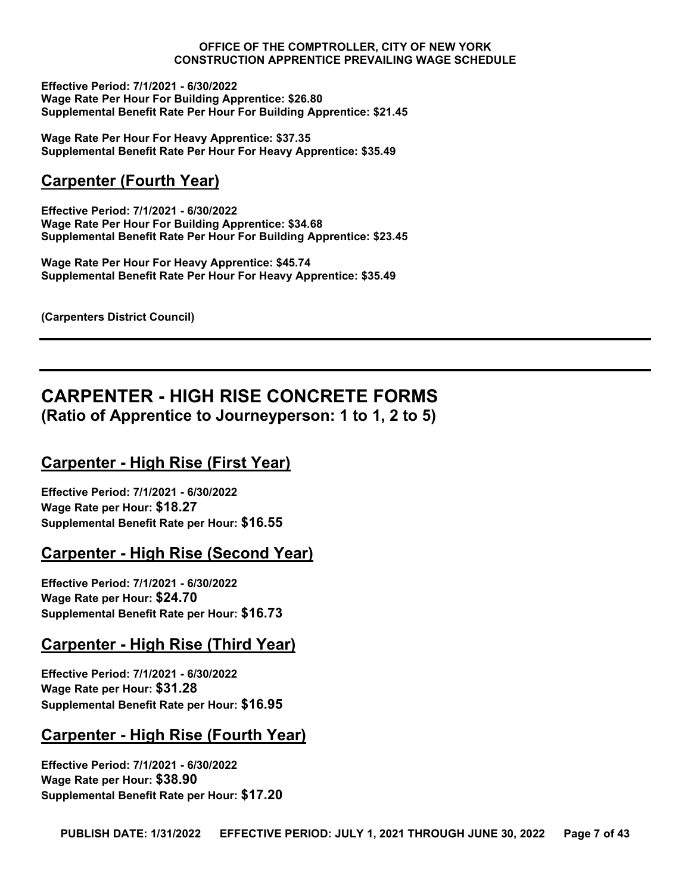**Effective Period: 7/1/2021 - 6/30/2022**
**Wage Rate Per Hour For Building Apprentice: $26.80**
**Supplemental Benefit Rate Per Hour For Building Apprentice: $21.45**

**Wage Rate Per Hour For Heavy Apprentice: $37.35**
**Supplemental Benefit Rate Per Hour For Heavy Apprentice: $35.49**

### Carpenter (Fourth Year)

**Effective Period: 7/1/2021 - 6/30/2022**
**Wage Rate Per Hour For Building Apprentice: $34.68**
**Supplemental Benefit Rate Per Hour For Building Apprentice: $23.45**

**Wage Rate Per Hour For Heavy Apprentice: $45.74**
**Supplemental Benefit Rate Per Hour For Heavy Apprentice: $35.49**

**(Carpenters District Council)**

---

## CARPENTER - HIGH RISE CONCRETE FORMS
**(Ratio of Apprentice to Journeyperson: 1 to 1, 2 to 5)**

### Carpenter - High Rise (First Year)

**Effective Period: 7/1/2021 - 6/30/2022**
**Wage Rate per Hour: $18.27**
**Supplemental Benefit Rate per Hour: $16.55**

### Carpenter - High Rise (Second Year)

**Effective Period: 7/1/2021 - 6/30/2022**
**Wage Rate per Hour: $24.70**
**Supplemental Benefit Rate per Hour: $16.73**

### Carpenter - High Rise (Third Year)

**Effective Period: 7/1/2021 - 6/30/2022**
**Wage Rate per Hour: $31.28**
**Supplemental Benefit Rate per Hour: $16.95**

### Carpenter - High Rise (Fourth Year)

**Effective Period: 7/1/2021 - 6/30/2022**
**Wage Rate per Hour: $38.90**
**Supplemental Benefit Rate per Hour: $17.20**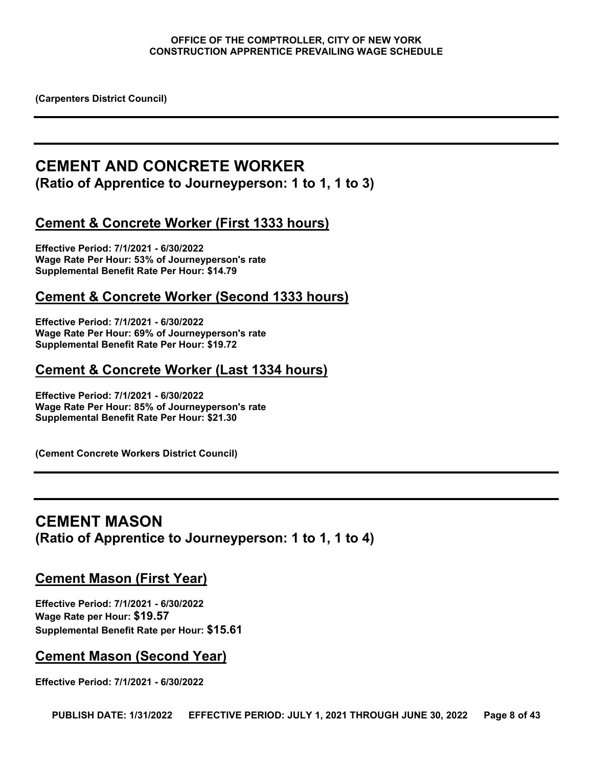**(Carpenters District Council)**

---

---

# CEMENT AND CONCRETE WORKER
## (Ratio of Apprentice to Journeyperson: 1 to 1, 1 to 3)

### Cement & Concrete Worker (First 1333 hours)

**Effective Period: 7/1/2021 - 6/30/2022**
**Wage Rate Per Hour: 53% of Journeyperson's rate**
**Supplemental Benefit Rate Per Hour: $14.79**

### Cement & Concrete Worker (Second 1333 hours)

**Effective Period: 7/1/2021 - 6/30/2022**
**Wage Rate Per Hour: 69% of Journeyperson's rate**
**Supplemental Benefit Rate Per Hour: $19.72**

### Cement & Concrete Worker (Last 1334 hours)

**Effective Period: 7/1/2021 - 6/30/2022**
**Wage Rate Per Hour: 85% of Journeyperson's rate**
**Supplemental Benefit Rate Per Hour: $21.30**

**(Cement Concrete Workers District Council)**

---

---

# CEMENT MASON
## (Ratio of Apprentice to Journeyperson: 1 to 1, 1 to 4)

### Cement Mason (First Year)

**Effective Period: 7/1/2021 - 6/30/2022**
**Wage Rate per Hour: $19.57**
**Supplemental Benefit Rate per Hour: $15.61**

### Cement Mason (Second Year)

**Effective Period: 7/1/2021 - 6/30/2022**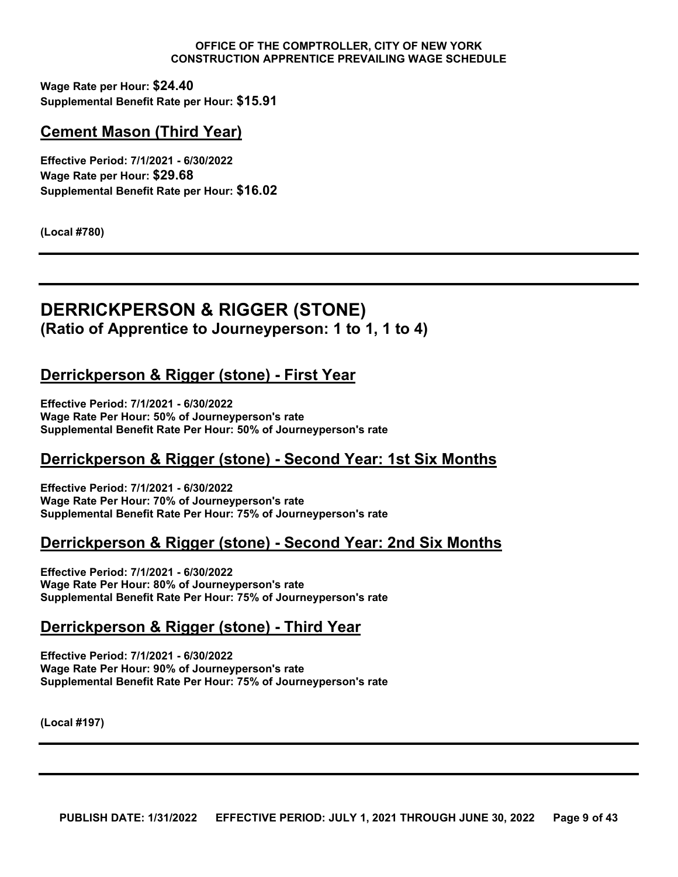**Wage Rate per Hour: $24.40**
**Supplemental Benefit Rate per Hour: $15.91**

## Cement Mason (Third Year)

**Effective Period: 7/1/2021 - 6/30/2022**
**Wage Rate per Hour: $29.68**
**Supplemental Benefit Rate per Hour: $16.02**

**(Local #780)**

---

# DERRICKPERSON & RIGGER (STONE)
## (Ratio of Apprentice to Journeyperson: 1 to 1, 1 to 4)

### Derrickperson & Rigger (stone) - First Year

**Effective Period: 7/1/2021 - 6/30/2022**
**Wage Rate Per Hour: 50% of Journeyperson's rate**
**Supplemental Benefit Rate Per Hour: 50% of Journeyperson's rate**

### Derrickperson & Rigger (stone) - Second Year: 1st Six Months

**Effective Period: 7/1/2021 - 6/30/2022**
**Wage Rate Per Hour: 70% of Journeyperson's rate**
**Supplemental Benefit Rate Per Hour: 75% of Journeyperson's rate**

### Derrickperson & Rigger (stone) - Second Year: 2nd Six Months

**Effective Period: 7/1/2021 - 6/30/2022**
**Wage Rate Per Hour: 80% of Journeyperson's rate**
**Supplemental Benefit Rate Per Hour: 75% of Journeyperson's rate**

### Derrickperson & Rigger (stone) - Third Year

**Effective Period: 7/1/2021 - 6/30/2022**
**Wage Rate Per Hour: 90% of Journeyperson's rate**
**Supplemental Benefit Rate Per Hour: 75% of Journeyperson's rate**

**(Local #197)**

---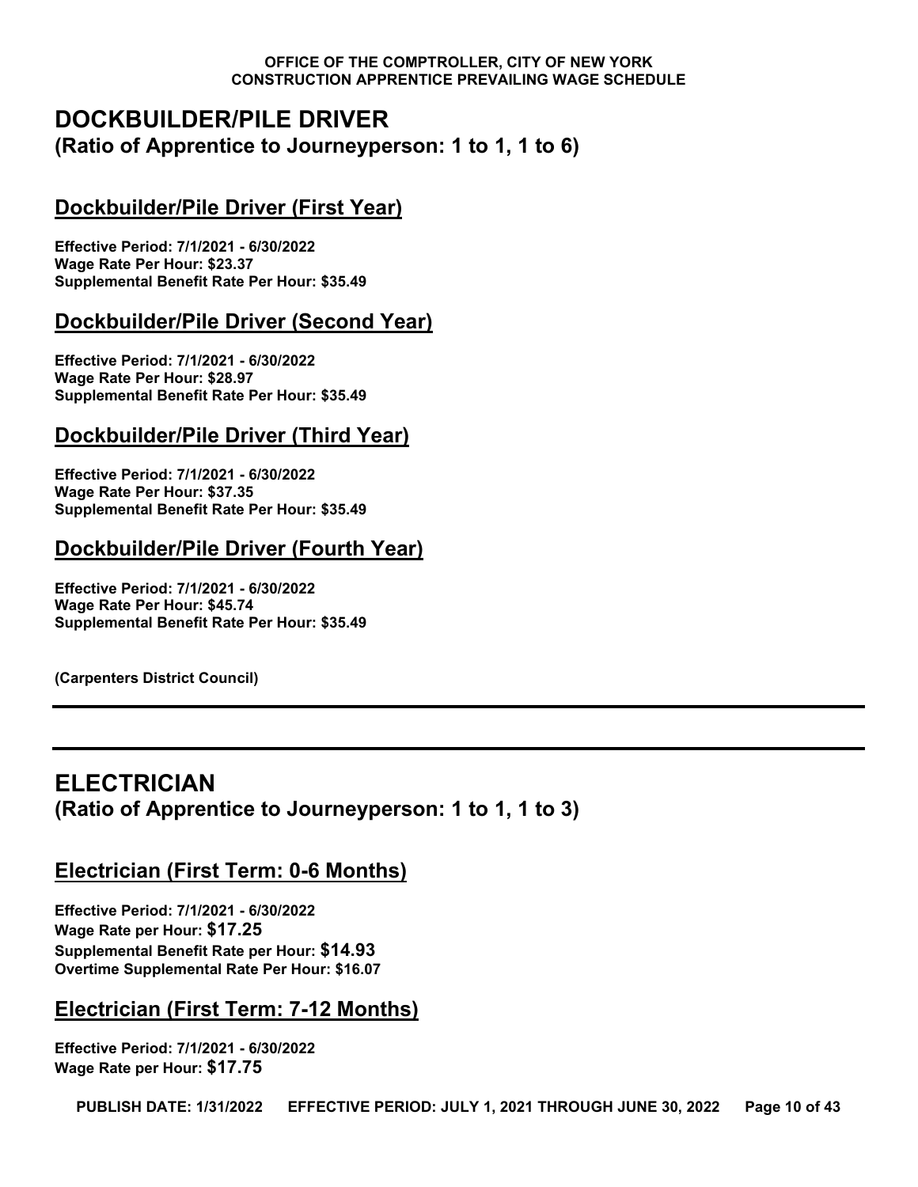# DOCKBUILDER/PILE DRIVER
### (Ratio of Apprentice to Journeyperson: 1 to 1, 1 to 6)

## Dockbuilder/Pile Driver (First Year)

**Effective Period: 7/1/2021 - 6/30/2022**
**Wage Rate Per Hour: $23.37**
**Supplemental Benefit Rate Per Hour: $35.49**

## Dockbuilder/Pile Driver (Second Year)

**Effective Period: 7/1/2021 - 6/30/2022**
**Wage Rate Per Hour: $28.97**
**Supplemental Benefit Rate Per Hour: $35.49**

## Dockbuilder/Pile Driver (Third Year)

**Effective Period: 7/1/2021 - 6/30/2022**
**Wage Rate Per Hour: $37.35**
**Supplemental Benefit Rate Per Hour: $35.49**

## Dockbuilder/Pile Driver (Fourth Year)

**Effective Period: 7/1/2021 - 6/30/2022**
**Wage Rate Per Hour: $45.74**
**Supplemental Benefit Rate Per Hour: $35.49**

**(Carpenters District Council)**

---

# ELECTRICIAN
### (Ratio of Apprentice to Journeyperson: 1 to 1, 1 to 3)

## Electrician (First Term: 0-6 Months)

**Effective Period: 7/1/2021 - 6/30/2022**
**Wage Rate per Hour: $17.25**
**Supplemental Benefit Rate per Hour: $14.93**
**Overtime Supplemental Rate Per Hour: $16.07**

## Electrician (First Term: 7-12 Months)

**Effective Period: 7/1/2021 - 6/30/2022**
**Wage Rate per Hour: $17.75**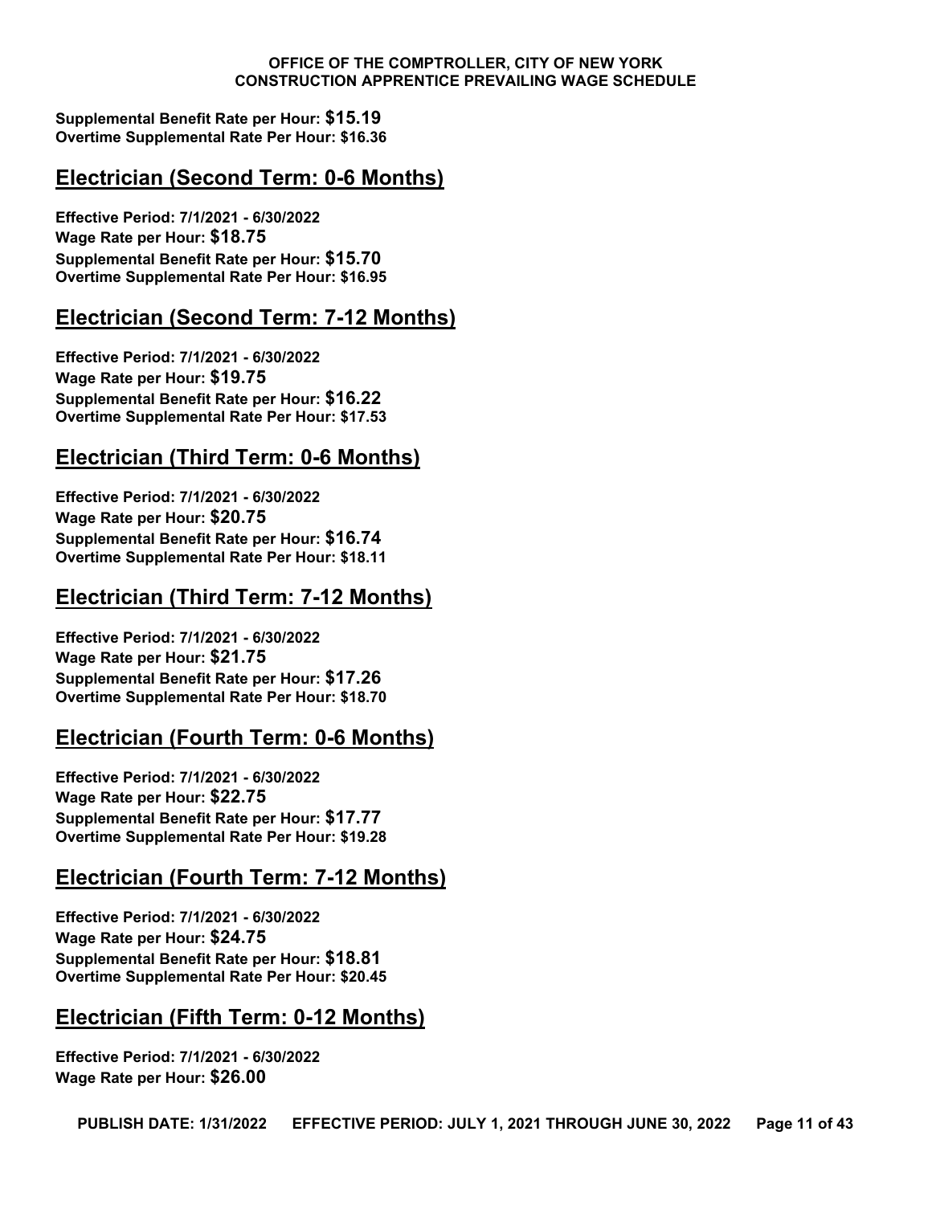**Supplemental Benefit Rate per Hour: $15.19**
**Overtime Supplemental Rate Per Hour: $16.36**

## Electrician (Second Term: 0-6 Months)

**Effective Period: 7/1/2021 - 6/30/2022**
**Wage Rate per Hour: $18.75**
**Supplemental Benefit Rate per Hour: $15.70**
**Overtime Supplemental Rate Per Hour: $16.95**

## Electrician (Second Term: 7-12 Months)

**Effective Period: 7/1/2021 - 6/30/2022**
**Wage Rate per Hour: $19.75**
**Supplemental Benefit Rate per Hour: $16.22**
**Overtime Supplemental Rate Per Hour: $17.53**

## Electrician (Third Term: 0-6 Months)

**Effective Period: 7/1/2021 - 6/30/2022**
**Wage Rate per Hour: $20.75**
**Supplemental Benefit Rate per Hour: $16.74**
**Overtime Supplemental Rate Per Hour: $18.11**

## Electrician (Third Term: 7-12 Months)

**Effective Period: 7/1/2021 - 6/30/2022**
**Wage Rate per Hour: $21.75**
**Supplemental Benefit Rate per Hour: $17.26**
**Overtime Supplemental Rate Per Hour: $18.70**

## Electrician (Fourth Term: 0-6 Months)

**Effective Period: 7/1/2021 - 6/30/2022**
**Wage Rate per Hour: $22.75**
**Supplemental Benefit Rate per Hour: $17.77**
**Overtime Supplemental Rate Per Hour: $19.28**

## Electrician (Fourth Term: 7-12 Months)

**Effective Period: 7/1/2021 - 6/30/2022**
**Wage Rate per Hour: $24.75**
**Supplemental Benefit Rate per Hour: $18.81**
**Overtime Supplemental Rate Per Hour: $20.45**

## Electrician (Fifth Term: 0-12 Months)

**Effective Period: 7/1/2021 - 6/30/2022**
**Wage Rate per Hour: $26.00**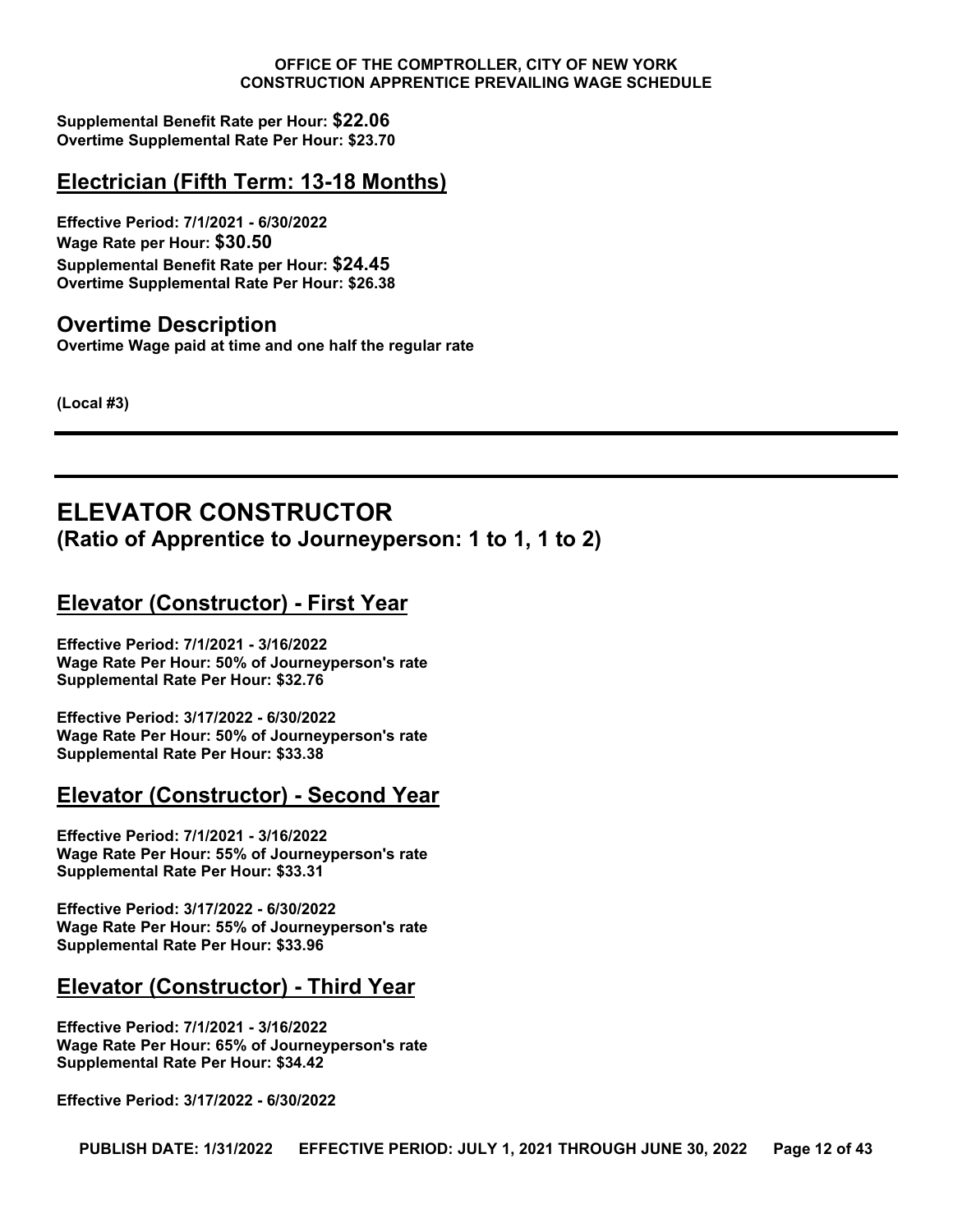**Supplemental Benefit Rate per Hour: $22.06**
**Overtime Supplemental Rate Per Hour: $23.70**

## Electrician (Fifth Term: 13-18 Months)

**Effective Period: 7/1/2021 - 6/30/2022**
**Wage Rate per Hour: $30.50**
**Supplemental Benefit Rate per Hour: $24.45**
**Overtime Supplemental Rate Per Hour: $26.38**

### Overtime Description

**Overtime Wage paid at time and one half the regular rate**

**(Local #3)**

---

---

# ELEVATOR CONSTRUCTOR

## (Ratio of Apprentice to Journeyperson: 1 to 1, 1 to 2)

## Elevator (Constructor) - First Year

**Effective Period: 7/1/2021 - 3/16/2022**
**Wage Rate Per Hour: 50% of Journeyperson's rate**
**Supplemental Rate Per Hour: $32.76**

**Effective Period: 3/17/2022 - 6/30/2022**
**Wage Rate Per Hour: 50% of Journeyperson's rate**
**Supplemental Rate Per Hour: $33.38**

## Elevator (Constructor) - Second Year

**Effective Period: 7/1/2021 - 3/16/2022**
**Wage Rate Per Hour: 55% of Journeyperson's rate**
**Supplemental Rate Per Hour: $33.31**

**Effective Period: 3/17/2022 - 6/30/2022**
**Wage Rate Per Hour: 55% of Journeyperson's rate**
**Supplemental Rate Per Hour: $33.96**

## Elevator (Constructor) - Third Year

**Effective Period: 7/1/2021 - 3/16/2022**
**Wage Rate Per Hour: 65% of Journeyperson's rate**
**Supplemental Rate Per Hour: $34.42**

**Effective Period: 3/17/2022 - 6/30/2022**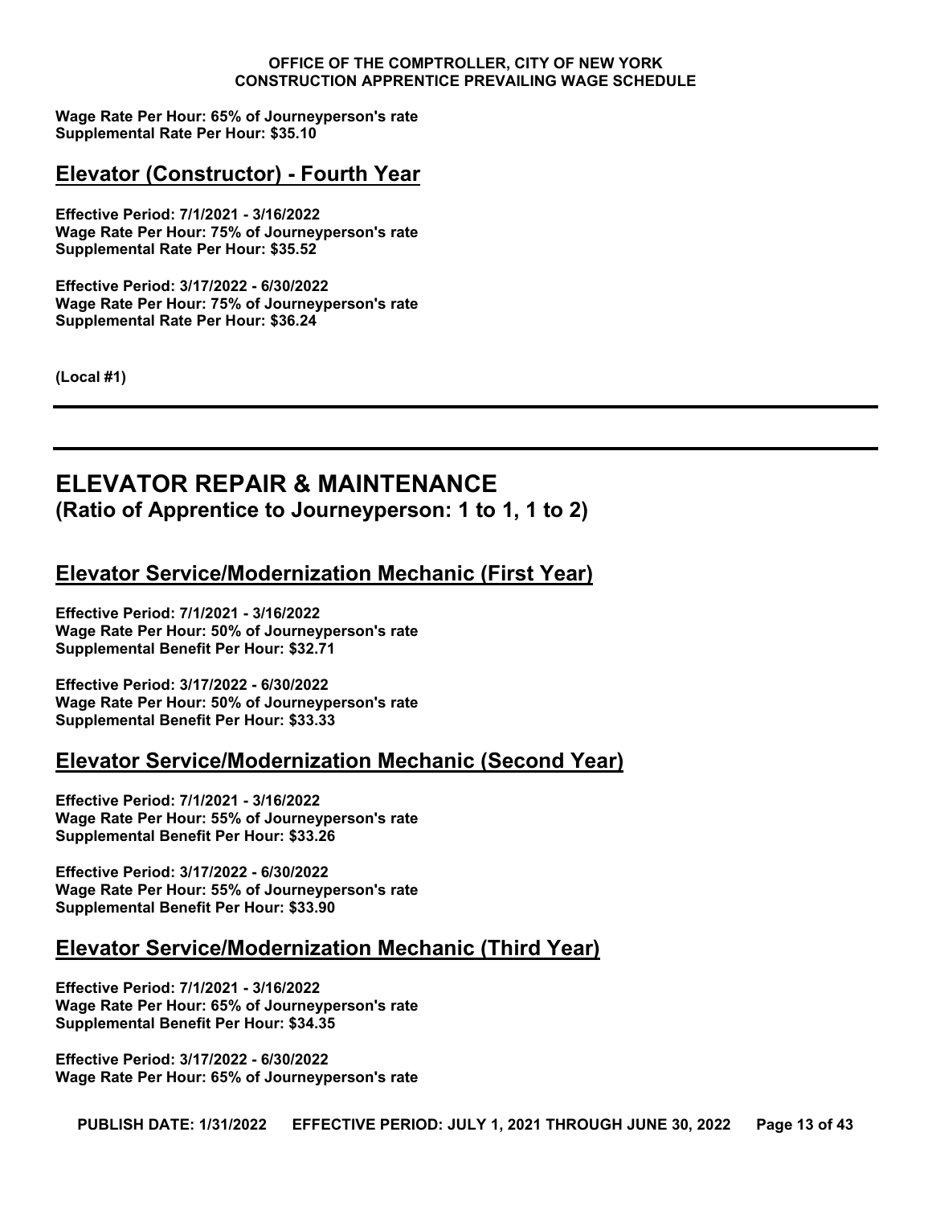**Wage Rate Per Hour: 65% of Journeyperson's rate**
**Supplemental Rate Per Hour: $35.10**

## Elevator (Constructor) - Fourth Year

**Effective Period: 7/1/2021 - 3/16/2022**
**Wage Rate Per Hour: 75% of Journeyperson's rate**
**Supplemental Rate Per Hour: $35.52**

**Effective Period: 3/17/2022 - 6/30/2022**
**Wage Rate Per Hour: 75% of Journeyperson's rate**
**Supplemental Rate Per Hour: $36.24**

**(Local #1)**

---

# ELEVATOR REPAIR & MAINTENANCE
**(Ratio of Apprentice to Journeyperson: 1 to 1, 1 to 2)**

## Elevator Service/Modernization Mechanic (First Year)

**Effective Period: 7/1/2021 - 3/16/2022**
**Wage Rate Per Hour: 50% of Journeyperson's rate**
**Supplemental Benefit Per Hour: $32.71**

**Effective Period: 3/17/2022 - 6/30/2022**
**Wage Rate Per Hour: 50% of Journeyperson's rate**
**Supplemental Benefit Per Hour: $33.33**

## Elevator Service/Modernization Mechanic (Second Year)

**Effective Period: 7/1/2021 - 3/16/2022**
**Wage Rate Per Hour: 55% of Journeyperson's rate**
**Supplemental Benefit Per Hour: $33.26**

**Effective Period: 3/17/2022 - 6/30/2022**
**Wage Rate Per Hour: 55% of Journeyperson's rate**
**Supplemental Benefit Per Hour: $33.90**

## Elevator Service/Modernization Mechanic (Third Year)

**Effective Period: 7/1/2021 - 3/16/2022**
**Wage Rate Per Hour: 65% of Journeyperson's rate**
**Supplemental Benefit Per Hour: $34.35**

**Effective Period: 3/17/2022 - 6/30/2022**
**Wage Rate Per Hour: 65% of Journeyperson's rate**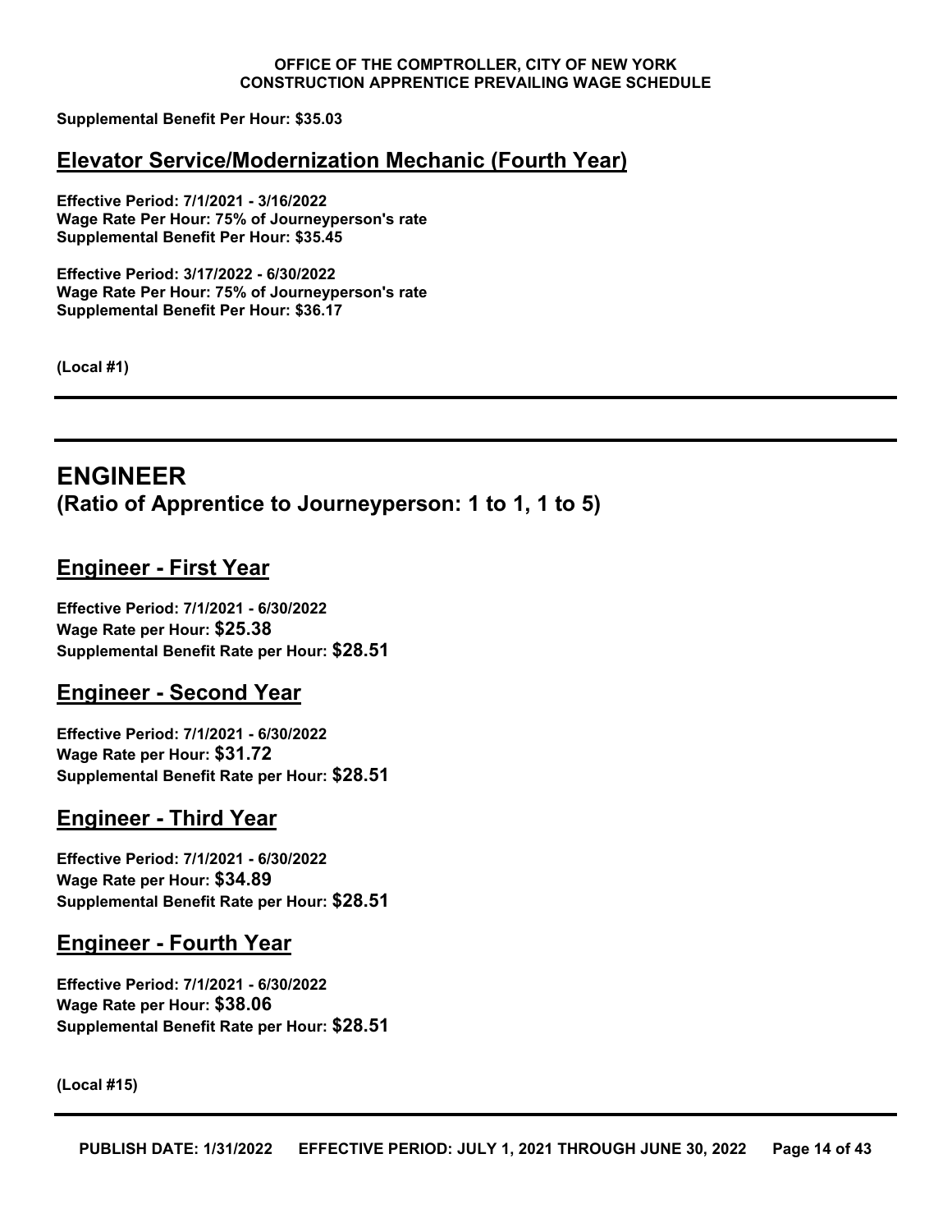**Supplemental Benefit Per Hour: $35.03**

## Elevator Service/Modernization Mechanic (Fourth Year)

**Effective Period: 7/1/2021 - 3/16/2022**
**Wage Rate Per Hour: 75% of Journeyperson's rate**
**Supplemental Benefit Per Hour: $35.45**

**Effective Period: 3/17/2022 - 6/30/2022**
**Wage Rate Per Hour: 75% of Journeyperson's rate**
**Supplemental Benefit Per Hour: $36.17**

**(Local #1)**

---

# ENGINEER
## (Ratio of Apprentice to Journeyperson: 1 to 1, 1 to 5)

## Engineer - First Year

**Effective Period: 7/1/2021 - 6/30/2022**
**Wage Rate per Hour: $25.38**
**Supplemental Benefit Rate per Hour: $28.51**

## Engineer - Second Year

**Effective Period: 7/1/2021 - 6/30/2022**
**Wage Rate per Hour: $31.72**
**Supplemental Benefit Rate per Hour: $28.51**

## Engineer - Third Year

**Effective Period: 7/1/2021 - 6/30/2022**
**Wage Rate per Hour: $34.89**
**Supplemental Benefit Rate per Hour: $28.51**

## Engineer - Fourth Year

**Effective Period: 7/1/2021 - 6/30/2022**
**Wage Rate per Hour: $38.06**
**Supplemental Benefit Rate per Hour: $28.51**

**(Local #15)**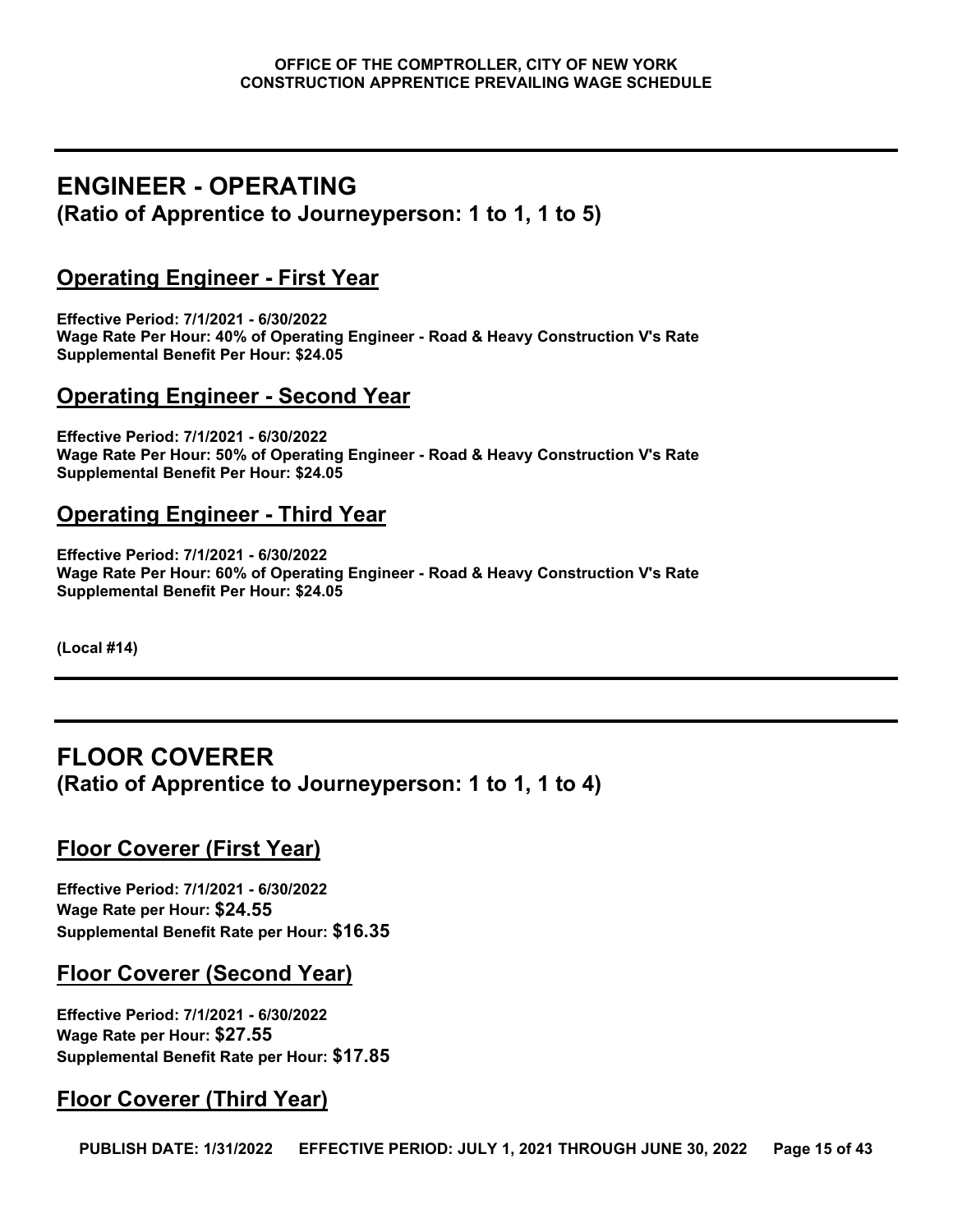## ENGINEER - OPERATING
## (Ratio of Apprentice to Journeyperson: 1 to 1, 1 to 5)

### Operating Engineer - First Year

**Effective Period: 7/1/2021 - 6/30/2022**
**Wage Rate Per Hour: 40% of Operating Engineer - Road & Heavy Construction V's Rate**
**Supplemental Benefit Per Hour: $24.05**

### Operating Engineer - Second Year

**Effective Period: 7/1/2021 - 6/30/2022**
**Wage Rate Per Hour: 50% of Operating Engineer - Road & Heavy Construction V's Rate**
**Supplemental Benefit Per Hour: $24.05**

### Operating Engineer - Third Year

**Effective Period: 7/1/2021 - 6/30/2022**
**Wage Rate Per Hour: 60% of Operating Engineer - Road & Heavy Construction V's Rate**
**Supplemental Benefit Per Hour: $24.05**

**(Local #14)**

---

## FLOOR COVERER
## (Ratio of Apprentice to Journeyperson: 1 to 1, 1 to 4)

### Floor Coverer (First Year)

**Effective Period: 7/1/2021 - 6/30/2022**
**Wage Rate per Hour: $24.55**
**Supplemental Benefit Rate per Hour: $16.35**

### Floor Coverer (Second Year)

**Effective Period: 7/1/2021 - 6/30/2022**
**Wage Rate per Hour: $27.55**
**Supplemental Benefit Rate per Hour: $17.85**

### Floor Coverer (Third Year)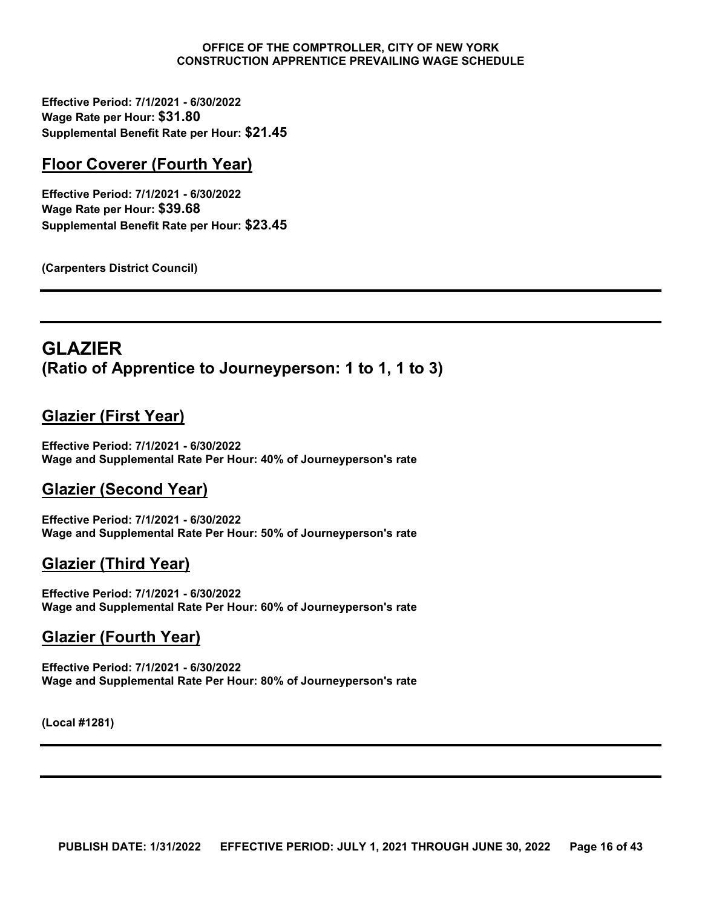**Effective Period: 7/1/2021 - 6/30/2022**
**Wage Rate per Hour: $31.80**
**Supplemental Benefit Rate per Hour: $21.45**

### Floor Coverer (Fourth Year)

**Effective Period: 7/1/2021 - 6/30/2022**
**Wage Rate per Hour: $39.68**
**Supplemental Benefit Rate per Hour: $23.45**

**(Carpenters District Council)**

---

---

## GLAZIER
## (Ratio of Apprentice to Journeyperson: 1 to 1, 1 to 3)

### Glazier (First Year)

**Effective Period: 7/1/2021 - 6/30/2022**
**Wage and Supplemental Rate Per Hour: 40% of Journeyperson's rate**

### Glazier (Second Year)

**Effective Period: 7/1/2021 - 6/30/2022**
**Wage and Supplemental Rate Per Hour: 50% of Journeyperson's rate**

### Glazier (Third Year)

**Effective Period: 7/1/2021 - 6/30/2022**
**Wage and Supplemental Rate Per Hour: 60% of Journeyperson's rate**

### Glazier (Fourth Year)

**Effective Period: 7/1/2021 - 6/30/2022**
**Wage and Supplemental Rate Per Hour: 80% of Journeyperson's rate**

**(Local #1281)**

---

---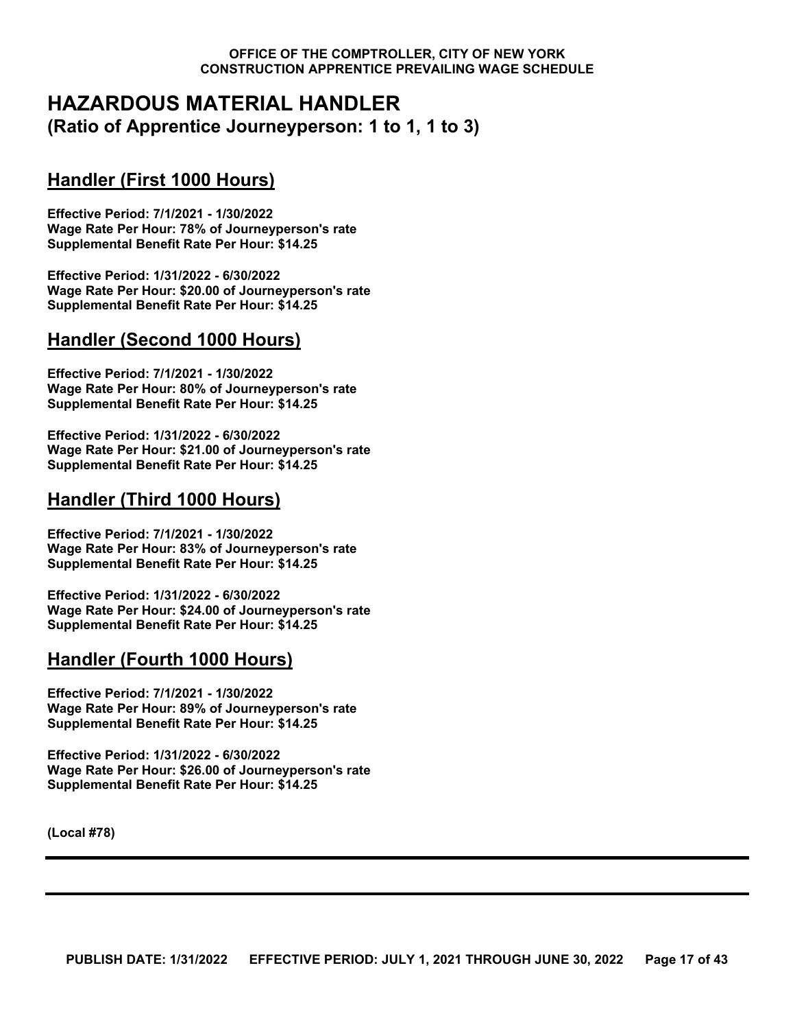# HAZARDOUS MATERIAL HANDLER

**(Ratio of Apprentice Journeyperson: 1 to 1, 1 to 3)**

## Handler (First 1000 Hours)

**Effective Period: 7/1/2021 - 1/30/2022**
**Wage Rate Per Hour: 78% of Journeyperson's rate**
**Supplemental Benefit Rate Per Hour: $14.25**

**Effective Period: 1/31/2022 - 6/30/2022**
**Wage Rate Per Hour: $20.00 of Journeyperson's rate**
**Supplemental Benefit Rate Per Hour: $14.25**

## Handler (Second 1000 Hours)

**Effective Period: 7/1/2021 - 1/30/2022**
**Wage Rate Per Hour: 80% of Journeyperson's rate**
**Supplemental Benefit Rate Per Hour: $14.25**

**Effective Period: 1/31/2022 - 6/30/2022**
**Wage Rate Per Hour: $21.00 of Journeyperson's rate**
**Supplemental Benefit Rate Per Hour: $14.25**

## Handler (Third 1000 Hours)

**Effective Period: 7/1/2021 - 1/30/2022**
**Wage Rate Per Hour: 83% of Journeyperson's rate**
**Supplemental Benefit Rate Per Hour: $14.25**

**Effective Period: 1/31/2022 - 6/30/2022**
**Wage Rate Per Hour: $24.00 of Journeyperson's rate**
**Supplemental Benefit Rate Per Hour: $14.25**

## Handler (Fourth 1000 Hours)

**Effective Period: 7/1/2021 - 1/30/2022**
**Wage Rate Per Hour: 89% of Journeyperson's rate**
**Supplemental Benefit Rate Per Hour: $14.25**

**Effective Period: 1/31/2022 - 6/30/2022**
**Wage Rate Per Hour: $26.00 of Journeyperson's rate**
**Supplemental Benefit Rate Per Hour: $14.25**

**(Local #78)**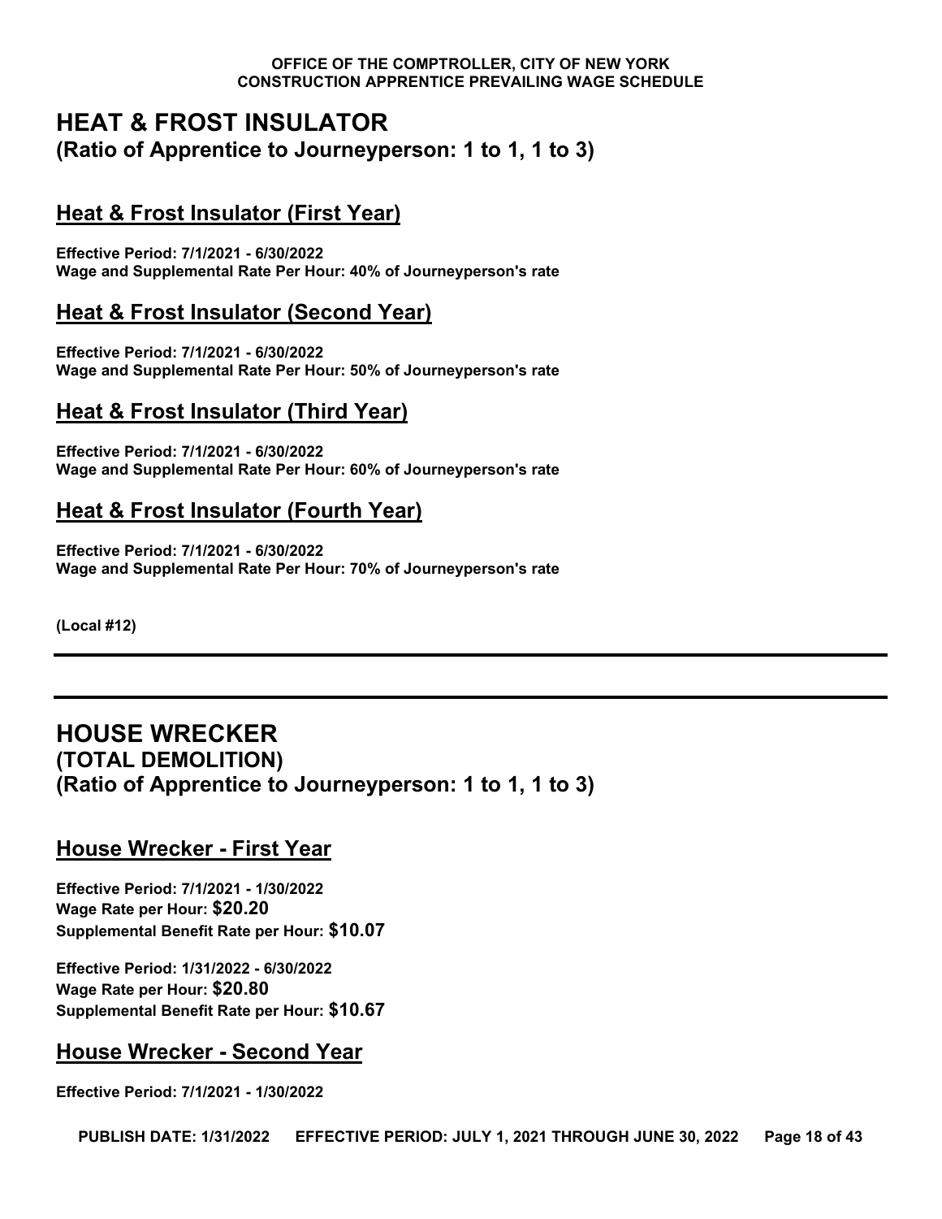# HEAT & FROST INSULATOR

**(Ratio of Apprentice to Journeyperson: 1 to 1, 1 to 3)**

## Heat & Frost Insulator (First Year)

**Effective Period: 7/1/2021 - 6/30/2022**
**Wage and Supplemental Rate Per Hour: 40% of Journeyperson's rate**

## Heat & Frost Insulator (Second Year)

**Effective Period: 7/1/2021 - 6/30/2022**
**Wage and Supplemental Rate Per Hour: 50% of Journeyperson's rate**

## Heat & Frost Insulator (Third Year)

**Effective Period: 7/1/2021 - 6/30/2022**
**Wage and Supplemental Rate Per Hour: 60% of Journeyperson's rate**

## Heat & Frost Insulator (Fourth Year)

**Effective Period: 7/1/2021 - 6/30/2022**
**Wage and Supplemental Rate Per Hour: 70% of Journeyperson's rate**

**(Local #12)**

---

# HOUSE WRECKER

**(TOTAL DEMOLITION)**
**(Ratio of Apprentice to Journeyperson: 1 to 1, 1 to 3)**

## House Wrecker - First Year

**Effective Period: 7/1/2021 - 1/30/2022**
**Wage Rate per Hour: $20.20**
**Supplemental Benefit Rate per Hour: $10.07**

**Effective Period: 1/31/2022 - 6/30/2022**
**Wage Rate per Hour: $20.80**
**Supplemental Benefit Rate per Hour: $10.67**

## House Wrecker - Second Year

**Effective Period: 7/1/2021 - 1/30/2022**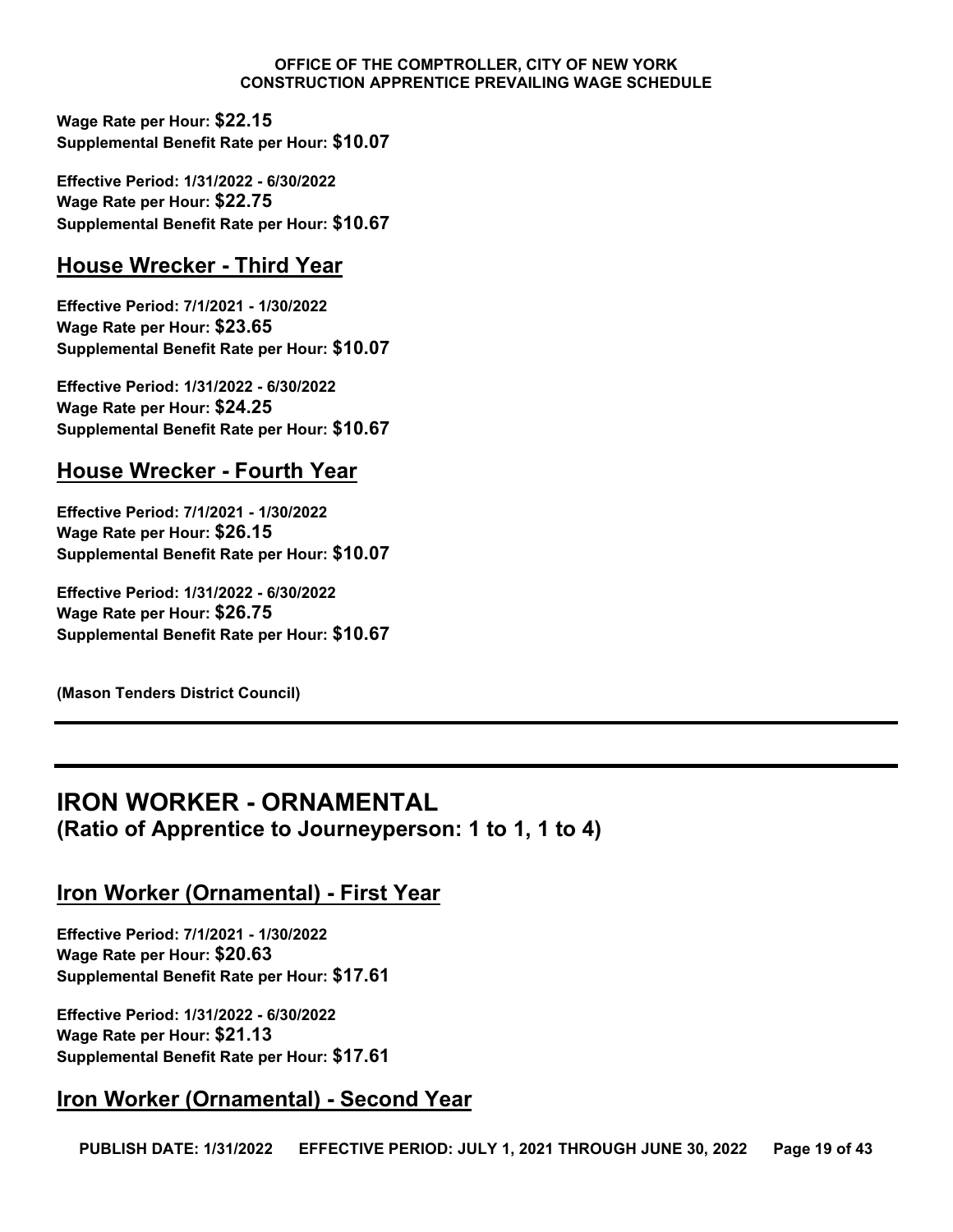**Wage Rate per Hour: $22.15**
**Supplemental Benefit Rate per Hour: $10.07**

**Effective Period: 1/31/2022 - 6/30/2022**
**Wage Rate per Hour: $22.75**
**Supplemental Benefit Rate per Hour: $10.67**

### House Wrecker - Third Year

**Effective Period: 7/1/2021 - 1/30/2022**
**Wage Rate per Hour: $23.65**
**Supplemental Benefit Rate per Hour: $10.07**

**Effective Period: 1/31/2022 - 6/30/2022**
**Wage Rate per Hour: $24.25**
**Supplemental Benefit Rate per Hour: $10.67**

### House Wrecker - Fourth Year

**Effective Period: 7/1/2021 - 1/30/2022**
**Wage Rate per Hour: $26.15**
**Supplemental Benefit Rate per Hour: $10.07**

**Effective Period: 1/31/2022 - 6/30/2022**
**Wage Rate per Hour: $26.75**
**Supplemental Benefit Rate per Hour: $10.67**

**(Mason Tenders District Council)**

---

## IRON WORKER - ORNAMENTAL
**(Ratio of Apprentice to Journeyperson: 1 to 1, 1 to 4)**

### Iron Worker (Ornamental) - First Year

**Effective Period: 7/1/2021 - 1/30/2022**
**Wage Rate per Hour: $20.63**
**Supplemental Benefit Rate per Hour: $17.61**

**Effective Period: 1/31/2022 - 6/30/2022**
**Wage Rate per Hour: $21.13**
**Supplemental Benefit Rate per Hour: $17.61**

### Iron Worker (Ornamental) - Second Year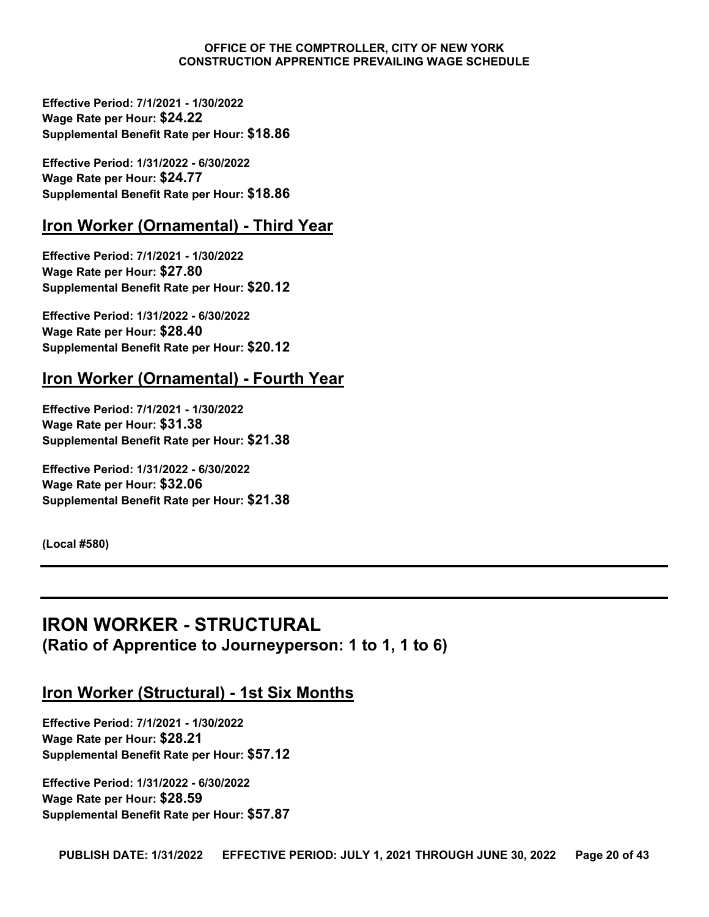**Effective Period: 7/1/2021 - 1/30/2022**
**Wage Rate per Hour: $24.22**
**Supplemental Benefit Rate per Hour: $18.86**

**Effective Period: 1/31/2022 - 6/30/2022**
**Wage Rate per Hour: $24.77**
**Supplemental Benefit Rate per Hour: $18.86**

### Iron Worker (Ornamental) - Third Year

**Effective Period: 7/1/2021 - 1/30/2022**
**Wage Rate per Hour: $27.80**
**Supplemental Benefit Rate per Hour: $20.12**

**Effective Period: 1/31/2022 - 6/30/2022**
**Wage Rate per Hour: $28.40**
**Supplemental Benefit Rate per Hour: $20.12**

### Iron Worker (Ornamental) - Fourth Year

**Effective Period: 7/1/2021 - 1/30/2022**
**Wage Rate per Hour: $31.38**
**Supplemental Benefit Rate per Hour: $21.38**

**Effective Period: 1/31/2022 - 6/30/2022**
**Wage Rate per Hour: $32.06**
**Supplemental Benefit Rate per Hour: $21.38**

**(Local #580)**

---

## IRON WORKER - STRUCTURAL
**(Ratio of Apprentice to Journeyperson: 1 to 1, 1 to 6)**

### Iron Worker (Structural) - 1st Six Months

**Effective Period: 7/1/2021 - 1/30/2022**
**Wage Rate per Hour: $28.21**
**Supplemental Benefit Rate per Hour: $57.12**

**Effective Period: 1/31/2022 - 6/30/2022**
**Wage Rate per Hour: $28.59**
**Supplemental Benefit Rate per Hour: $57.87**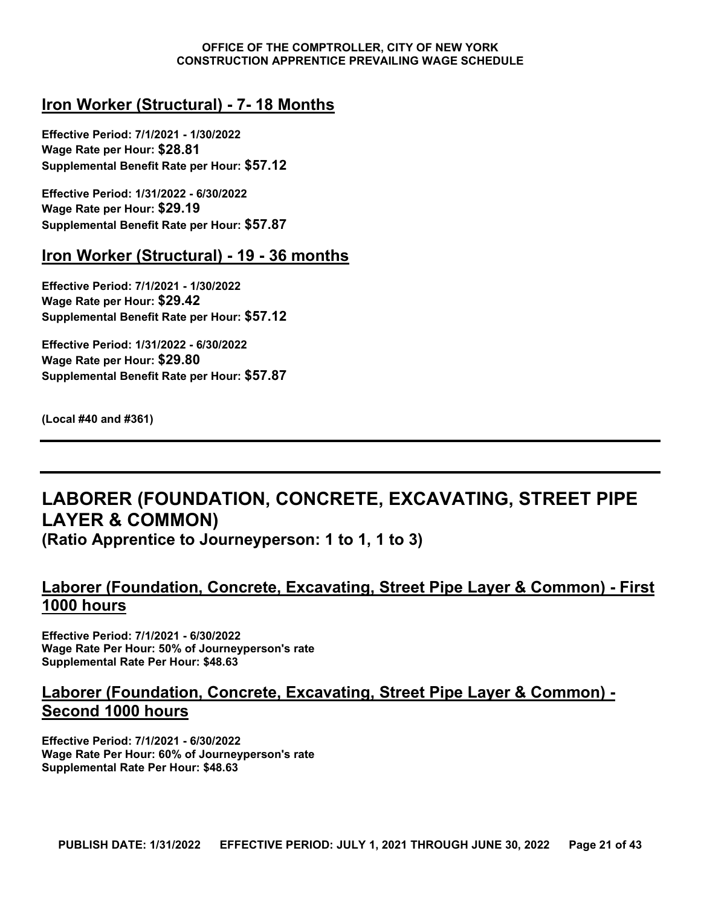## Iron Worker (Structural) - 7- 18 Months

**Effective Period: 7/1/2021 - 1/30/2022**
**Wage Rate per Hour: $28.81**
**Supplemental Benefit Rate per Hour: $57.12**

**Effective Period: 1/31/2022 - 6/30/2022**
**Wage Rate per Hour: $29.19**
**Supplemental Benefit Rate per Hour: $57.87**

## Iron Worker (Structural) - 19 - 36 months

**Effective Period: 7/1/2021 - 1/30/2022**
**Wage Rate per Hour: $29.42**
**Supplemental Benefit Rate per Hour: $57.12**

**Effective Period: 1/31/2022 - 6/30/2022**
**Wage Rate per Hour: $29.80**
**Supplemental Benefit Rate per Hour: $57.87**

**(Local #40 and #361)**

---

# LABORER (FOUNDATION, CONCRETE, EXCAVATING, STREET PIPE LAYER & COMMON)

**(Ratio Apprentice to Journeyperson: 1 to 1, 1 to 3)**

## Laborer (Foundation, Concrete, Excavating, Street Pipe Layer & Common) - First 1000 hours

**Effective Period: 7/1/2021 - 6/30/2022**
**Wage Rate Per Hour: 50% of Journeyperson's rate**
**Supplemental Rate Per Hour: $48.63**

## Laborer (Foundation, Concrete, Excavating, Street Pipe Layer & Common) - Second 1000 hours

**Effective Period: 7/1/2021 - 6/30/2022**
**Wage Rate Per Hour: 60% of Journeyperson's rate**
**Supplemental Rate Per Hour: $48.63**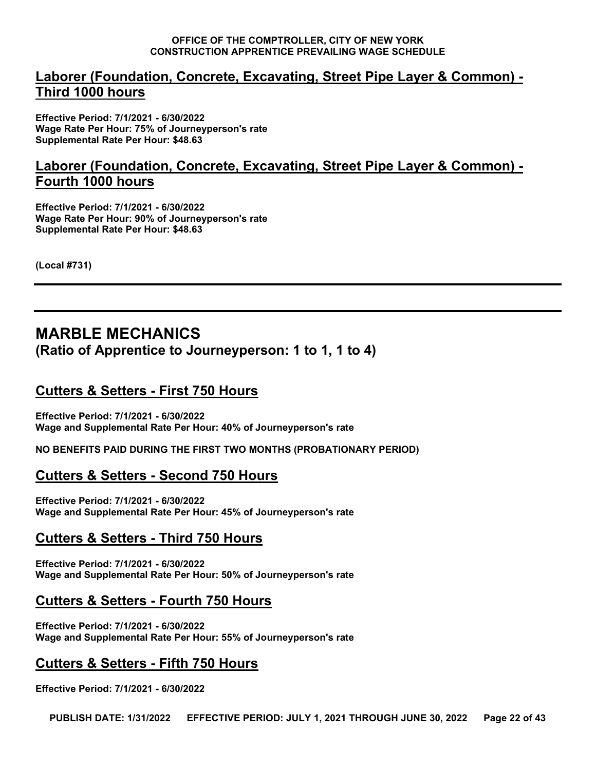## Laborer (Foundation, Concrete, Excavating, Street Pipe Layer & Common) - Third 1000 hours

**Effective Period: 7/1/2021 - 6/30/2022**
**Wage Rate Per Hour: 75% of Journeyperson's rate**
**Supplemental Rate Per Hour: $48.63**

## Laborer (Foundation, Concrete, Excavating, Street Pipe Layer & Common) - Fourth 1000 hours

**Effective Period: 7/1/2021 - 6/30/2022**
**Wage Rate Per Hour: 90% of Journeyperson's rate**
**Supplemental Rate Per Hour: $48.63**

**(Local #731)**

---

---

# MARBLE MECHANICS
### (Ratio of Apprentice to Journeyperson: 1 to 1, 1 to 4)

## Cutters & Setters - First 750 Hours

**Effective Period: 7/1/2021 - 6/30/2022**
**Wage and Supplemental Rate Per Hour: 40% of Journeyperson's rate**

**NO BENEFITS PAID DURING THE FIRST TWO MONTHS (PROBATIONARY PERIOD)**

## Cutters & Setters - Second 750 Hours

**Effective Period: 7/1/2021 - 6/30/2022**
**Wage and Supplemental Rate Per Hour: 45% of Journeyperson's rate**

## Cutters & Setters - Third 750 Hours

**Effective Period: 7/1/2021 - 6/30/2022**
**Wage and Supplemental Rate Per Hour: 50% of Journeyperson's rate**

## Cutters & Setters - Fourth 750 Hours

**Effective Period: 7/1/2021 - 6/30/2022**
**Wage and Supplemental Rate Per Hour: 55% of Journeyperson's rate**

## Cutters & Setters - Fifth 750 Hours

**Effective Period: 7/1/2021 - 6/30/2022**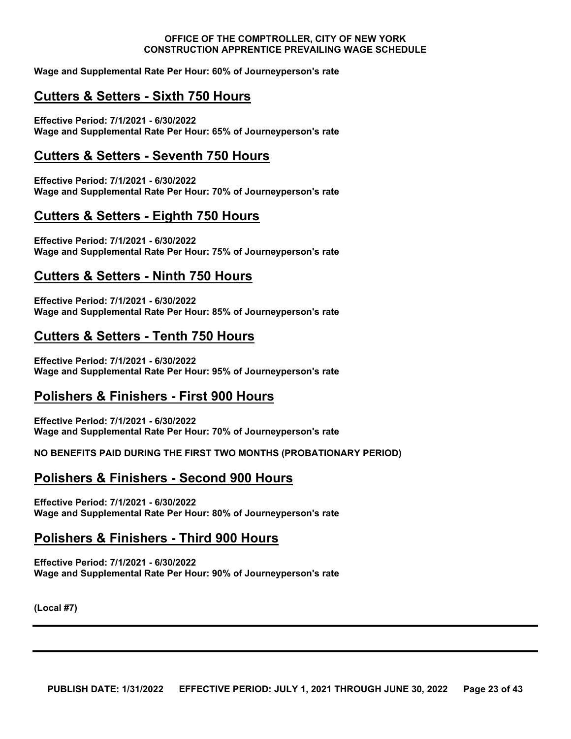**Wage and Supplemental Rate Per Hour: 60% of Journeyperson's rate**

## Cutters & Setters - Sixth 750 Hours

**Effective Period: 7/1/2021 - 6/30/2022**
**Wage and Supplemental Rate Per Hour: 65% of Journeyperson's rate**

## Cutters & Setters - Seventh 750 Hours

**Effective Period: 7/1/2021 - 6/30/2022**
**Wage and Supplemental Rate Per Hour: 70% of Journeyperson's rate**

## Cutters & Setters - Eighth 750 Hours

**Effective Period: 7/1/2021 - 6/30/2022**
**Wage and Supplemental Rate Per Hour: 75% of Journeyperson's rate**

## Cutters & Setters - Ninth 750 Hours

**Effective Period: 7/1/2021 - 6/30/2022**
**Wage and Supplemental Rate Per Hour: 85% of Journeyperson's rate**

## Cutters & Setters - Tenth 750 Hours

**Effective Period: 7/1/2021 - 6/30/2022**
**Wage and Supplemental Rate Per Hour: 95% of Journeyperson's rate**

## Polishers & Finishers - First 900 Hours

**Effective Period: 7/1/2021 - 6/30/2022**
**Wage and Supplemental Rate Per Hour: 70% of Journeyperson's rate**

**NO BENEFITS PAID DURING THE FIRST TWO MONTHS (PROBATIONARY PERIOD)**

## Polishers & Finishers - Second 900 Hours

**Effective Period: 7/1/2021 - 6/30/2022**
**Wage and Supplemental Rate Per Hour: 80% of Journeyperson's rate**

## Polishers & Finishers - Third 900 Hours

**Effective Period: 7/1/2021 - 6/30/2022**
**Wage and Supplemental Rate Per Hour: 90% of Journeyperson's rate**

**(Local #7)**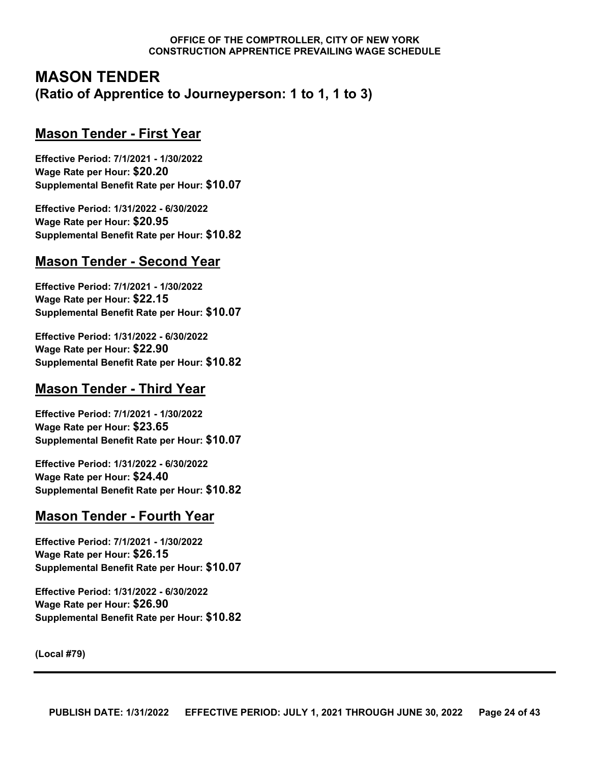# MASON TENDER
## (Ratio of Apprentice to Journeyperson: 1 to 1, 1 to 3)

### Mason Tender - First Year

**Effective Period: 7/1/2021 - 1/30/2022**
**Wage Rate per Hour: $20.20**
**Supplemental Benefit Rate per Hour: $10.07**

**Effective Period: 1/31/2022 - 6/30/2022**
**Wage Rate per Hour: $20.95**
**Supplemental Benefit Rate per Hour: $10.82**

### Mason Tender - Second Year

**Effective Period: 7/1/2021 - 1/30/2022**
**Wage Rate per Hour: $22.15**
**Supplemental Benefit Rate per Hour: $10.07**

**Effective Period: 1/31/2022 - 6/30/2022**
**Wage Rate per Hour: $22.90**
**Supplemental Benefit Rate per Hour: $10.82**

### Mason Tender - Third Year

**Effective Period: 7/1/2021 - 1/30/2022**
**Wage Rate per Hour: $23.65**
**Supplemental Benefit Rate per Hour: $10.07**

**Effective Period: 1/31/2022 - 6/30/2022**
**Wage Rate per Hour: $24.40**
**Supplemental Benefit Rate per Hour: $10.82**

### Mason Tender - Fourth Year

**Effective Period: 7/1/2021 - 1/30/2022**
**Wage Rate per Hour: $26.15**
**Supplemental Benefit Rate per Hour: $10.07**

**Effective Period: 1/31/2022 - 6/30/2022**
**Wage Rate per Hour: $26.90**
**Supplemental Benefit Rate per Hour: $10.82**

**(Local #79)**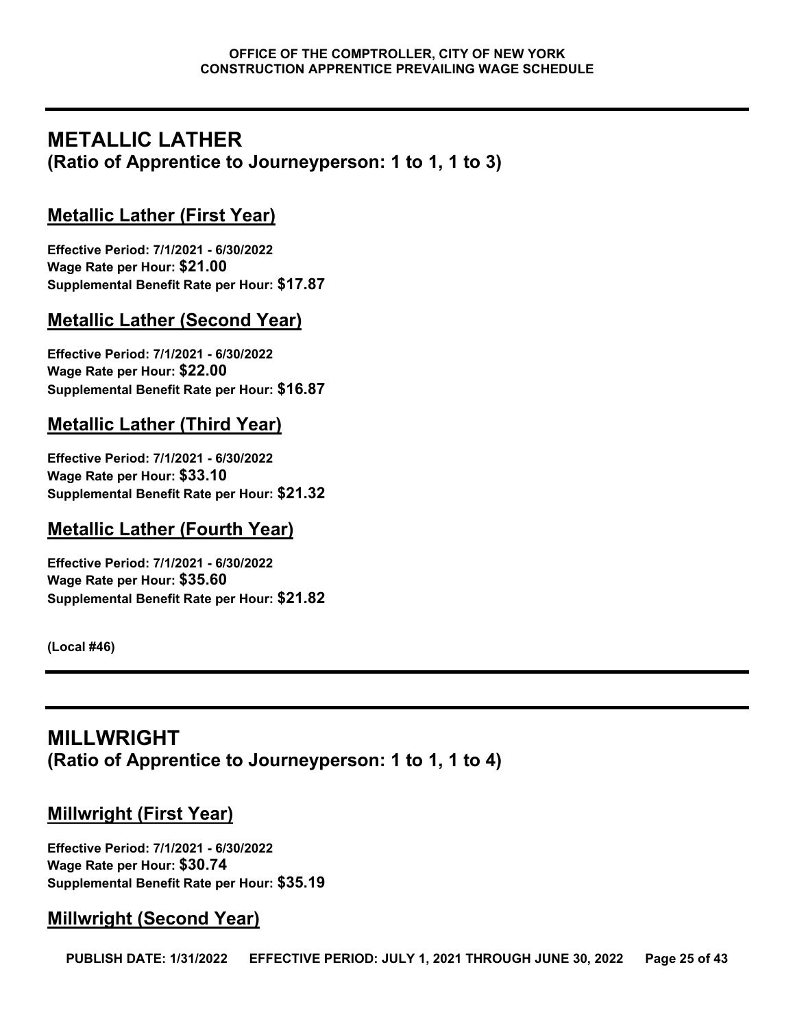## METALLIC LATHER

**(Ratio of Apprentice to Journeyperson: 1 to 1, 1 to 3)**

### Metallic Lather (First Year)

**Effective Period: 7/1/2021 - 6/30/2022**
**Wage Rate per Hour: $21.00**
**Supplemental Benefit Rate per Hour: $17.87**

### Metallic Lather (Second Year)

**Effective Period: 7/1/2021 - 6/30/2022**
**Wage Rate per Hour: $22.00**
**Supplemental Benefit Rate per Hour: $16.87**

### Metallic Lather (Third Year)

**Effective Period: 7/1/2021 - 6/30/2022**
**Wage Rate per Hour: $33.10**
**Supplemental Benefit Rate per Hour: $21.32**

### Metallic Lather (Fourth Year)

**Effective Period: 7/1/2021 - 6/30/2022**
**Wage Rate per Hour: $35.60**
**Supplemental Benefit Rate per Hour: $21.82**

**(Local #46)**

---

## MILLWRIGHT

**(Ratio of Apprentice to Journeyperson: 1 to 1, 1 to 4)**

### Millwright (First Year)

**Effective Period: 7/1/2021 - 6/30/2022**
**Wage Rate per Hour: $30.74**
**Supplemental Benefit Rate per Hour: $35.19**

### Millwright (Second Year)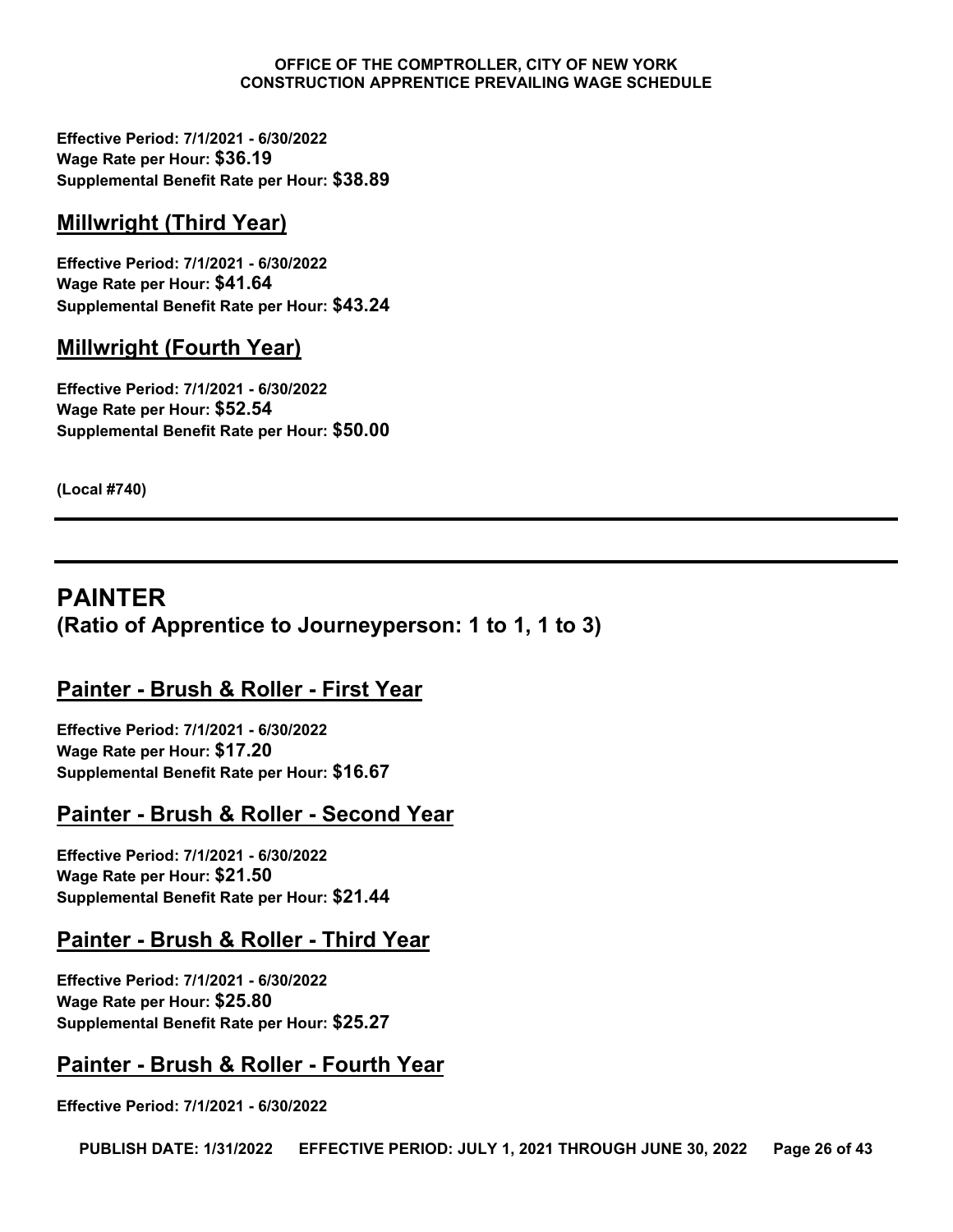**Effective Period: 7/1/2021 - 6/30/2022**
**Wage Rate per Hour: $36.19**
**Supplemental Benefit Rate per Hour: $38.89**

### Millwright (Third Year)

**Effective Period: 7/1/2021 - 6/30/2022**
**Wage Rate per Hour: $41.64**
**Supplemental Benefit Rate per Hour: $43.24**

### Millwright (Fourth Year)

**Effective Period: 7/1/2021 - 6/30/2022**
**Wage Rate per Hour: $52.54**
**Supplemental Benefit Rate per Hour: $50.00**

**(Local #740)**

---

## PAINTER
## (Ratio of Apprentice to Journeyperson: 1 to 1, 1 to 3)

### Painter - Brush & Roller - First Year

**Effective Period: 7/1/2021 - 6/30/2022**
**Wage Rate per Hour: $17.20**
**Supplemental Benefit Rate per Hour: $16.67**

### Painter - Brush & Roller - Second Year

**Effective Period: 7/1/2021 - 6/30/2022**
**Wage Rate per Hour: $21.50**
**Supplemental Benefit Rate per Hour: $21.44**

### Painter - Brush & Roller - Third Year

**Effective Period: 7/1/2021 - 6/30/2022**
**Wage Rate per Hour: $25.80**
**Supplemental Benefit Rate per Hour: $25.27**

### Painter - Brush & Roller - Fourth Year

**Effective Period: 7/1/2021 - 6/30/2022**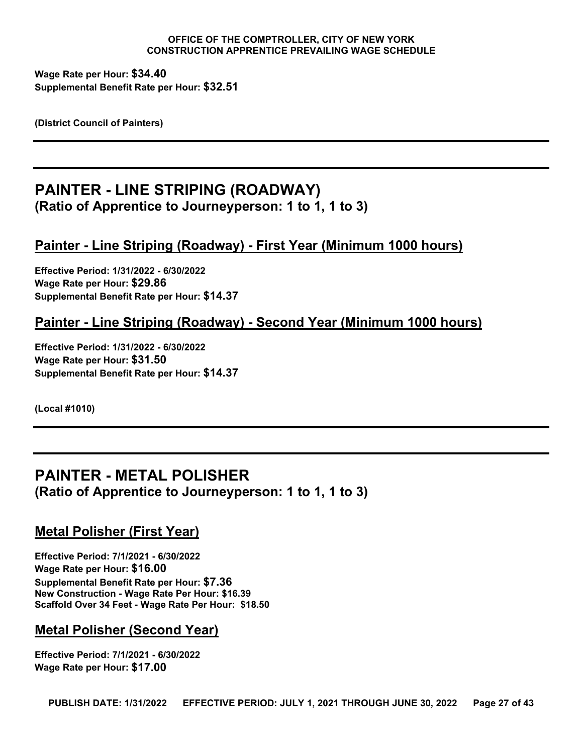**Wage Rate per Hour: $34.40**
**Supplemental Benefit Rate per Hour: $32.51**

**(District Council of Painters)**

---

## PAINTER - LINE STRIPING (ROADWAY)
### (Ratio of Apprentice to Journeyperson: 1 to 1, 1 to 3)

### Painter - Line Striping (Roadway) - First Year (Minimum 1000 hours)

**Effective Period: 1/31/2022 - 6/30/2022**
**Wage Rate per Hour: $29.86**
**Supplemental Benefit Rate per Hour: $14.37**

### Painter - Line Striping (Roadway) - Second Year (Minimum 1000 hours)

**Effective Period: 1/31/2022 - 6/30/2022**
**Wage Rate per Hour: $31.50**
**Supplemental Benefit Rate per Hour: $14.37**

**(Local #1010)**

---

## PAINTER - METAL POLISHER
### (Ratio of Apprentice to Journeyperson: 1 to 1, 1 to 3)

### Metal Polisher (First Year)

**Effective Period: 7/1/2021 - 6/30/2022**
**Wage Rate per Hour: $16.00**
**Supplemental Benefit Rate per Hour: $7.36**
**New Construction - Wage Rate Per Hour: $16.39**
**Scaffold Over 34 Feet - Wage Rate Per Hour: $18.50**

### Metal Polisher (Second Year)

**Effective Period: 7/1/2021 - 6/30/2022**
**Wage Rate per Hour: $17.00**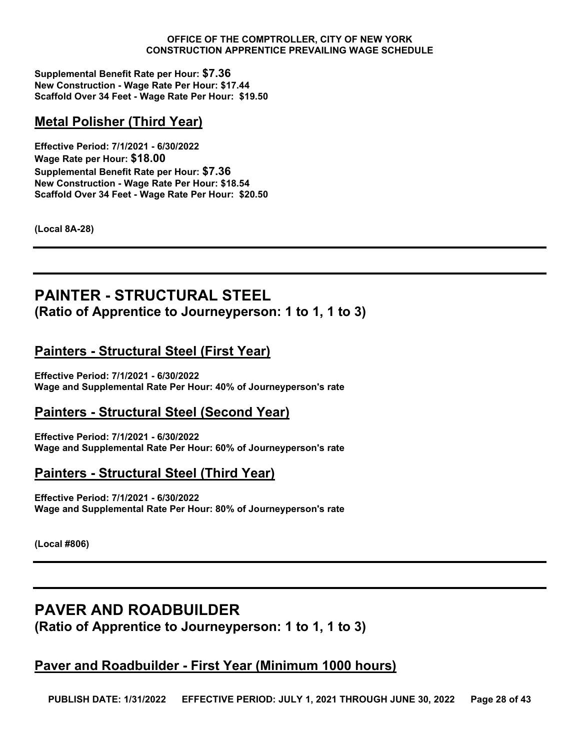**Supplemental Benefit Rate per Hour: $7.36**
**New Construction - Wage Rate Per Hour: $17.44**
**Scaffold Over 34 Feet - Wage Rate Per Hour: $19.50**

### Metal Polisher (Third Year)

**Effective Period: 7/1/2021 - 6/30/2022**
**Wage Rate per Hour: $18.00**
**Supplemental Benefit Rate per Hour: $7.36**
**New Construction - Wage Rate Per Hour: $18.54**
**Scaffold Over 34 Feet - Wage Rate Per Hour: $20.50**

**(Local 8A-28)**

---

## PAINTER - STRUCTURAL STEEL
**(Ratio of Apprentice to Journeyperson: 1 to 1, 1 to 3)**

### Painters - Structural Steel (First Year)

**Effective Period: 7/1/2021 - 6/30/2022**
**Wage and Supplemental Rate Per Hour: 40% of Journeyperson's rate**

### Painters - Structural Steel (Second Year)

**Effective Period: 7/1/2021 - 6/30/2022**
**Wage and Supplemental Rate Per Hour: 60% of Journeyperson's rate**

### Painters - Structural Steel (Third Year)

**Effective Period: 7/1/2021 - 6/30/2022**
**Wage and Supplemental Rate Per Hour: 80% of Journeyperson's rate**

**(Local #806)**

---

## PAVER AND ROADBUILDER
**(Ratio of Apprentice to Journeyperson: 1 to 1, 1 to 3)**

### Paver and Roadbuilder - First Year (Minimum 1000 hours)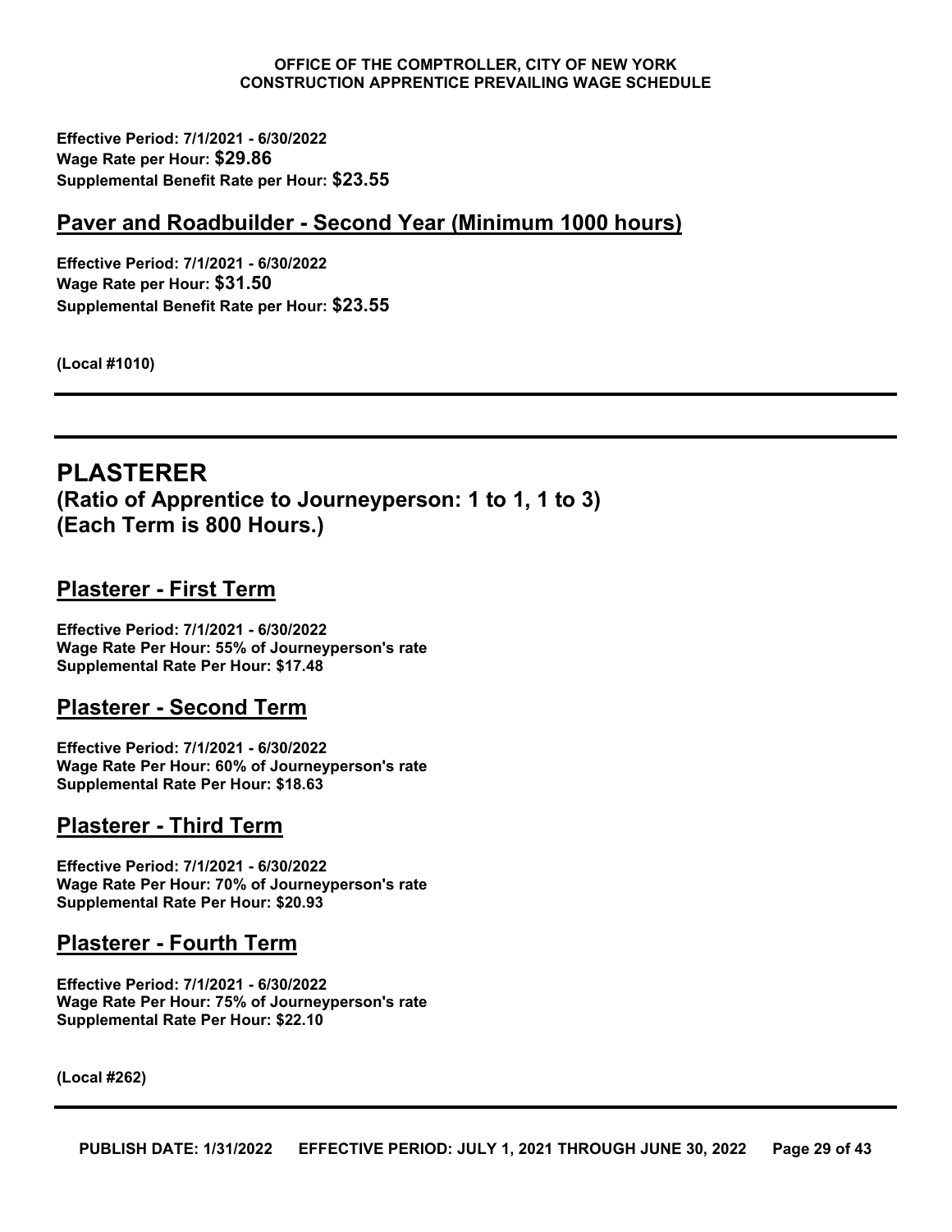**Effective Period: 7/1/2021 - 6/30/2022**
**Wage Rate per Hour: $29.86**
**Supplemental Benefit Rate per Hour: $23.55**

## Paver and Roadbuilder - Second Year (Minimum 1000 hours)

**Effective Period: 7/1/2021 - 6/30/2022**
**Wage Rate per Hour: $31.50**
**Supplemental Benefit Rate per Hour: $23.55**

**(Local #1010)**

---

# PLASTERER
## (Ratio of Apprentice to Journeyperson: 1 to 1, 1 to 3)
## (Each Term is 800 Hours.)

## Plasterer - First Term

**Effective Period: 7/1/2021 - 6/30/2022**
**Wage Rate Per Hour: 55% of Journeyperson's rate**
**Supplemental Rate Per Hour: $17.48**

## Plasterer - Second Term

**Effective Period: 7/1/2021 - 6/30/2022**
**Wage Rate Per Hour: 60% of Journeyperson's rate**
**Supplemental Rate Per Hour: $18.63**

## Plasterer - Third Term

**Effective Period: 7/1/2021 - 6/30/2022**
**Wage Rate Per Hour: 70% of Journeyperson's rate**
**Supplemental Rate Per Hour: $20.93**

## Plasterer - Fourth Term

**Effective Period: 7/1/2021 - 6/30/2022**
**Wage Rate Per Hour: 75% of Journeyperson's rate**
**Supplemental Rate Per Hour: $22.10**

**(Local #262)**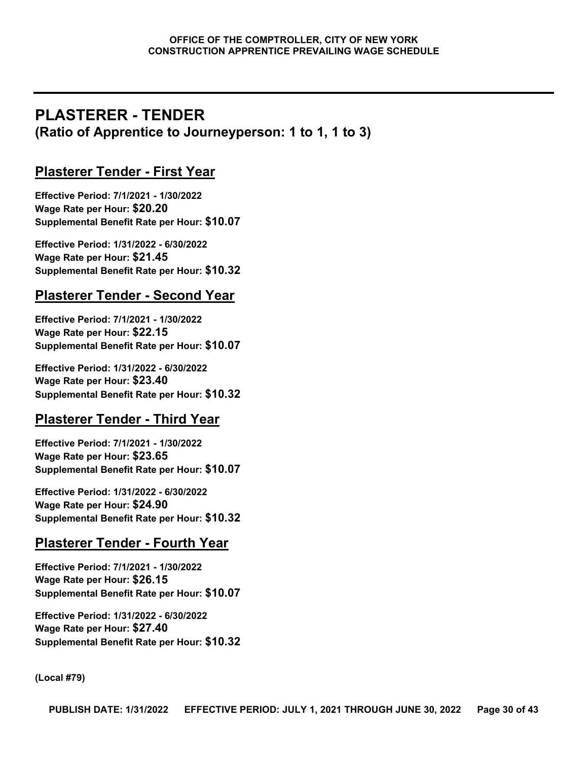# PLASTERER - TENDER

**(Ratio of Apprentice to Journeyperson: 1 to 1, 1 to 3)**

## Plasterer Tender - First Year

**Effective Period: 7/1/2021 - 1/30/2022**
**Wage Rate per Hour: $20.20**
**Supplemental Benefit Rate per Hour: $10.07**

**Effective Period: 1/31/2022 - 6/30/2022**
**Wage Rate per Hour: $21.45**
**Supplemental Benefit Rate per Hour: $10.32**

## Plasterer Tender - Second Year

**Effective Period: 7/1/2021 - 1/30/2022**
**Wage Rate per Hour: $22.15**
**Supplemental Benefit Rate per Hour: $10.07**

**Effective Period: 1/31/2022 - 6/30/2022**
**Wage Rate per Hour: $23.40**
**Supplemental Benefit Rate per Hour: $10.32**

## Plasterer Tender - Third Year

**Effective Period: 7/1/2021 - 1/30/2022**
**Wage Rate per Hour: $23.65**
**Supplemental Benefit Rate per Hour: $10.07**

**Effective Period: 1/31/2022 - 6/30/2022**
**Wage Rate per Hour: $24.90**
**Supplemental Benefit Rate per Hour: $10.32**

## Plasterer Tender - Fourth Year

**Effective Period: 7/1/2021 - 1/30/2022**
**Wage Rate per Hour: $26.15**
**Supplemental Benefit Rate per Hour: $10.07**

**Effective Period: 1/31/2022 - 6/30/2022**
**Wage Rate per Hour: $27.40**
**Supplemental Benefit Rate per Hour: $10.32**

**(Local #79)**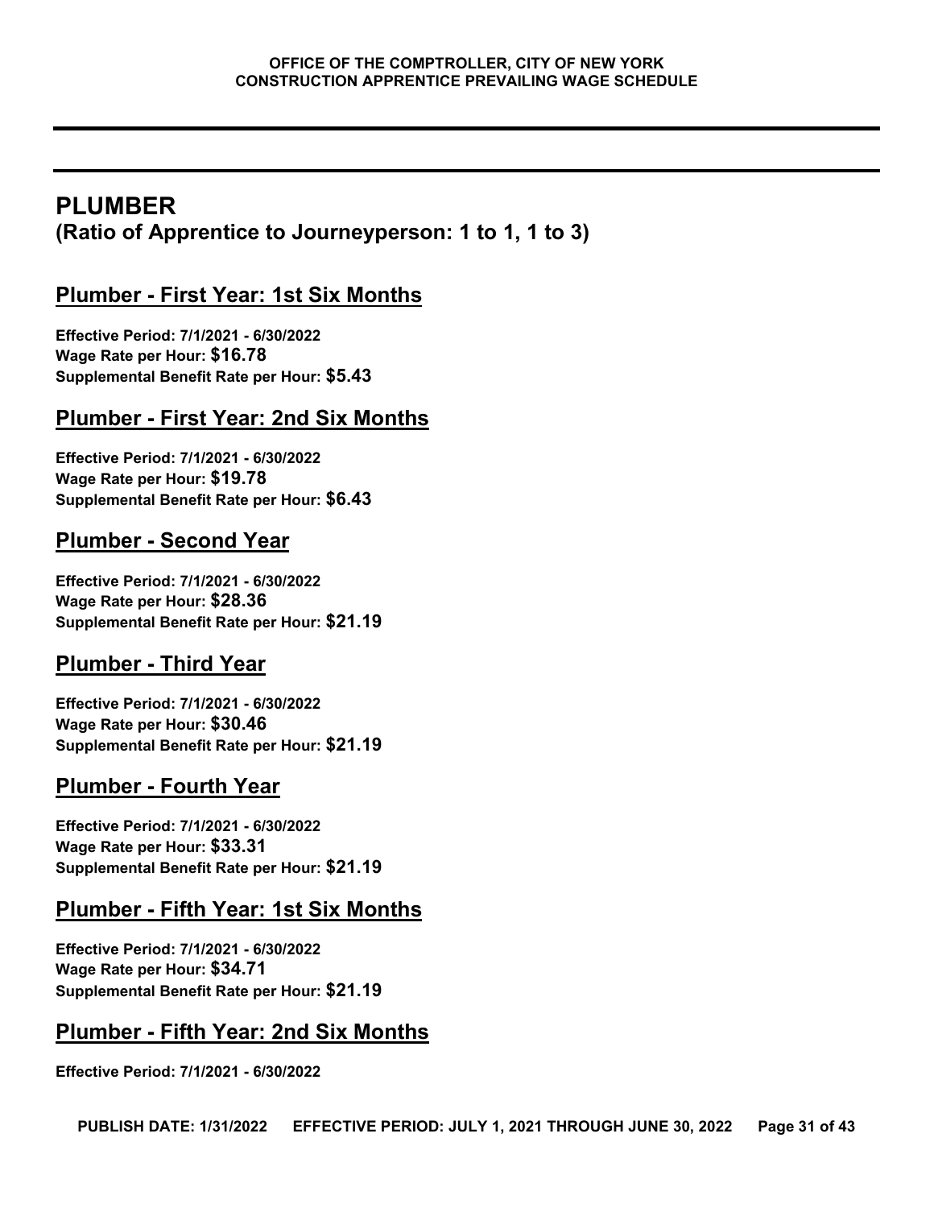## PLUMBER
### (Ratio of Apprentice to Journeyperson: 1 to 1, 1 to 3)

### Plumber - First Year: 1st Six Months

**Effective Period: 7/1/2021 - 6/30/2022**
**Wage Rate per Hour: $16.78**
**Supplemental Benefit Rate per Hour: $5.43**

### Plumber - First Year: 2nd Six Months

**Effective Period: 7/1/2021 - 6/30/2022**
**Wage Rate per Hour: $19.78**
**Supplemental Benefit Rate per Hour: $6.43**

### Plumber - Second Year

**Effective Period: 7/1/2021 - 6/30/2022**
**Wage Rate per Hour: $28.36**
**Supplemental Benefit Rate per Hour: $21.19**

### Plumber - Third Year

**Effective Period: 7/1/2021 - 6/30/2022**
**Wage Rate per Hour: $30.46**
**Supplemental Benefit Rate per Hour: $21.19**

### Plumber - Fourth Year

**Effective Period: 7/1/2021 - 6/30/2022**
**Wage Rate per Hour: $33.31**
**Supplemental Benefit Rate per Hour: $21.19**

### Plumber - Fifth Year: 1st Six Months

**Effective Period: 7/1/2021 - 6/30/2022**
**Wage Rate per Hour: $34.71**
**Supplemental Benefit Rate per Hour: $21.19**

### Plumber - Fifth Year: 2nd Six Months

**Effective Period: 7/1/2021 - 6/30/2022**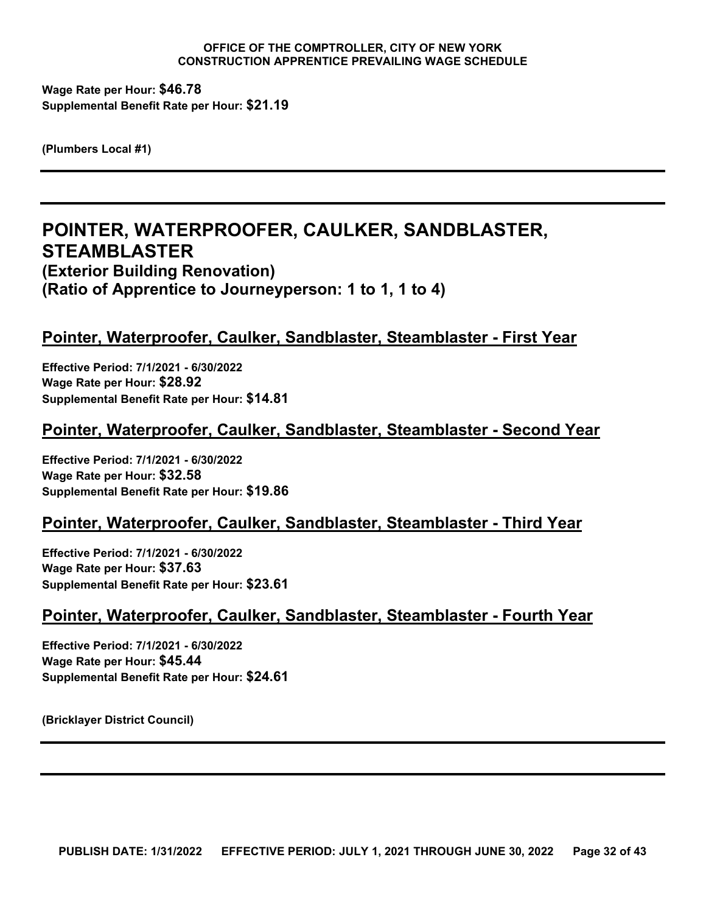**Wage Rate per Hour: $46.78**
**Supplemental Benefit Rate per Hour: $21.19**

**(Plumbers Local #1)**

---

---

# POINTER, WATERPROOFER, CAULKER, SANDBLASTER, STEAMBLASTER
### (Exterior Building Renovation)
### (Ratio of Apprentice to Journeyperson: 1 to 1, 1 to 4)

## Pointer, Waterproofer, Caulker, Sandblaster, Steamblaster - First Year

**Effective Period: 7/1/2021 - 6/30/2022**
**Wage Rate per Hour: $28.92**
**Supplemental Benefit Rate per Hour: $14.81**

## Pointer, Waterproofer, Caulker, Sandblaster, Steamblaster - Second Year

**Effective Period: 7/1/2021 - 6/30/2022**
**Wage Rate per Hour: $32.58**
**Supplemental Benefit Rate per Hour: $19.86**

## Pointer, Waterproofer, Caulker, Sandblaster, Steamblaster - Third Year

**Effective Period: 7/1/2021 - 6/30/2022**
**Wage Rate per Hour: $37.63**
**Supplemental Benefit Rate per Hour: $23.61**

## Pointer, Waterproofer, Caulker, Sandblaster, Steamblaster - Fourth Year

**Effective Period: 7/1/2021 - 6/30/2022**
**Wage Rate per Hour: $45.44**
**Supplemental Benefit Rate per Hour: $24.61**

**(Bricklayer District Council)**

---

---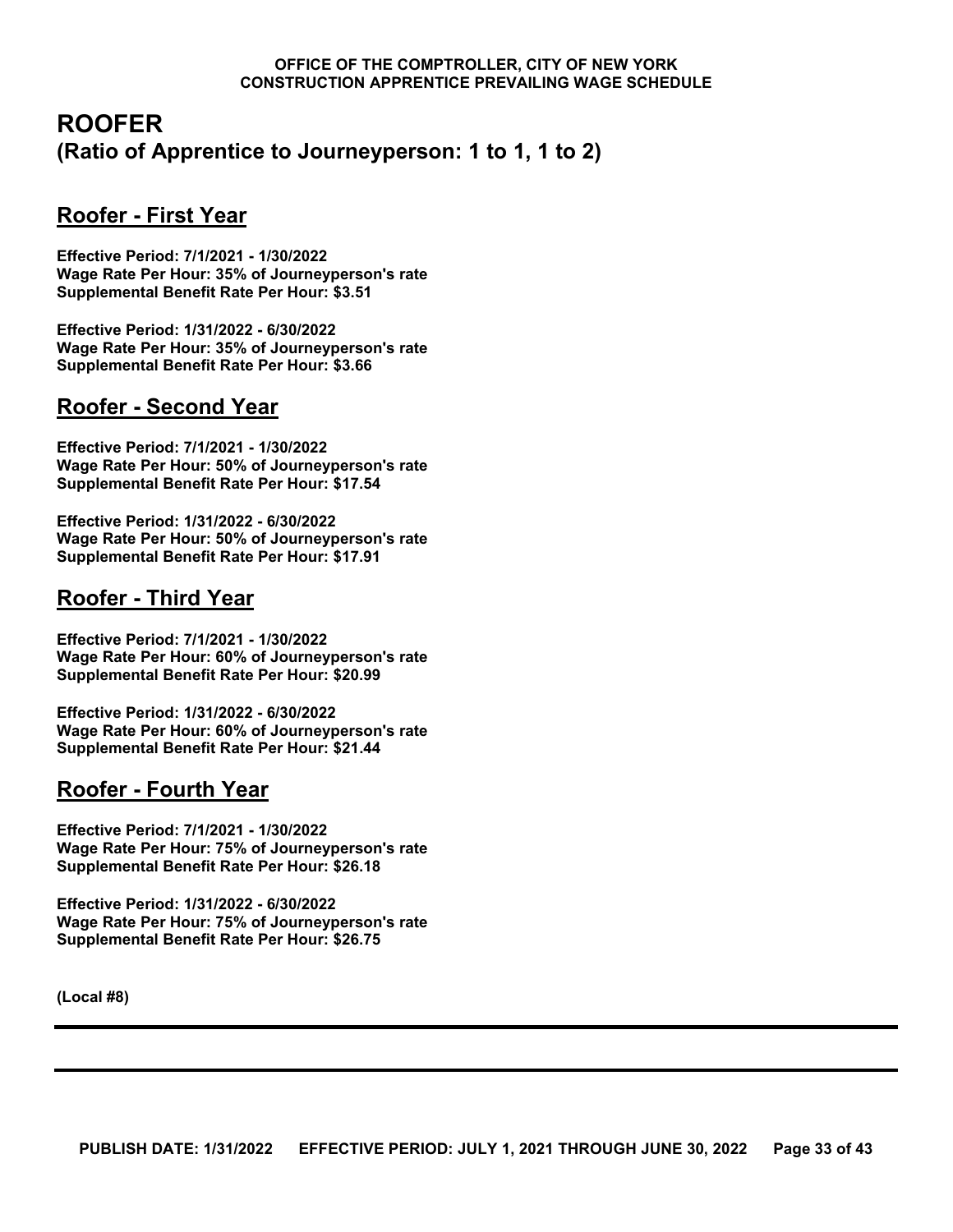# ROOFER
## (Ratio of Apprentice to Journeyperson: 1 to 1, 1 to 2)

### Roofer - First Year

**Effective Period: 7/1/2021 - 1/30/2022**
**Wage Rate Per Hour: 35% of Journeyperson's rate**
**Supplemental Benefit Rate Per Hour: $3.51**

**Effective Period: 1/31/2022 - 6/30/2022**
**Wage Rate Per Hour: 35% of Journeyperson's rate**
**Supplemental Benefit Rate Per Hour: $3.66**

### Roofer - Second Year

**Effective Period: 7/1/2021 - 1/30/2022**
**Wage Rate Per Hour: 50% of Journeyperson's rate**
**Supplemental Benefit Rate Per Hour: $17.54**

**Effective Period: 1/31/2022 - 6/30/2022**
**Wage Rate Per Hour: 50% of Journeyperson's rate**
**Supplemental Benefit Rate Per Hour: $17.91**

### Roofer - Third Year

**Effective Period: 7/1/2021 - 1/30/2022**
**Wage Rate Per Hour: 60% of Journeyperson's rate**
**Supplemental Benefit Rate Per Hour: $20.99**

**Effective Period: 1/31/2022 - 6/30/2022**
**Wage Rate Per Hour: 60% of Journeyperson's rate**
**Supplemental Benefit Rate Per Hour: $21.44**

### Roofer - Fourth Year

**Effective Period: 7/1/2021 - 1/30/2022**
**Wage Rate Per Hour: 75% of Journeyperson's rate**
**Supplemental Benefit Rate Per Hour: $26.18**

**Effective Period: 1/31/2022 - 6/30/2022**
**Wage Rate Per Hour: 75% of Journeyperson's rate**
**Supplemental Benefit Rate Per Hour: $26.75**

**(Local #8)**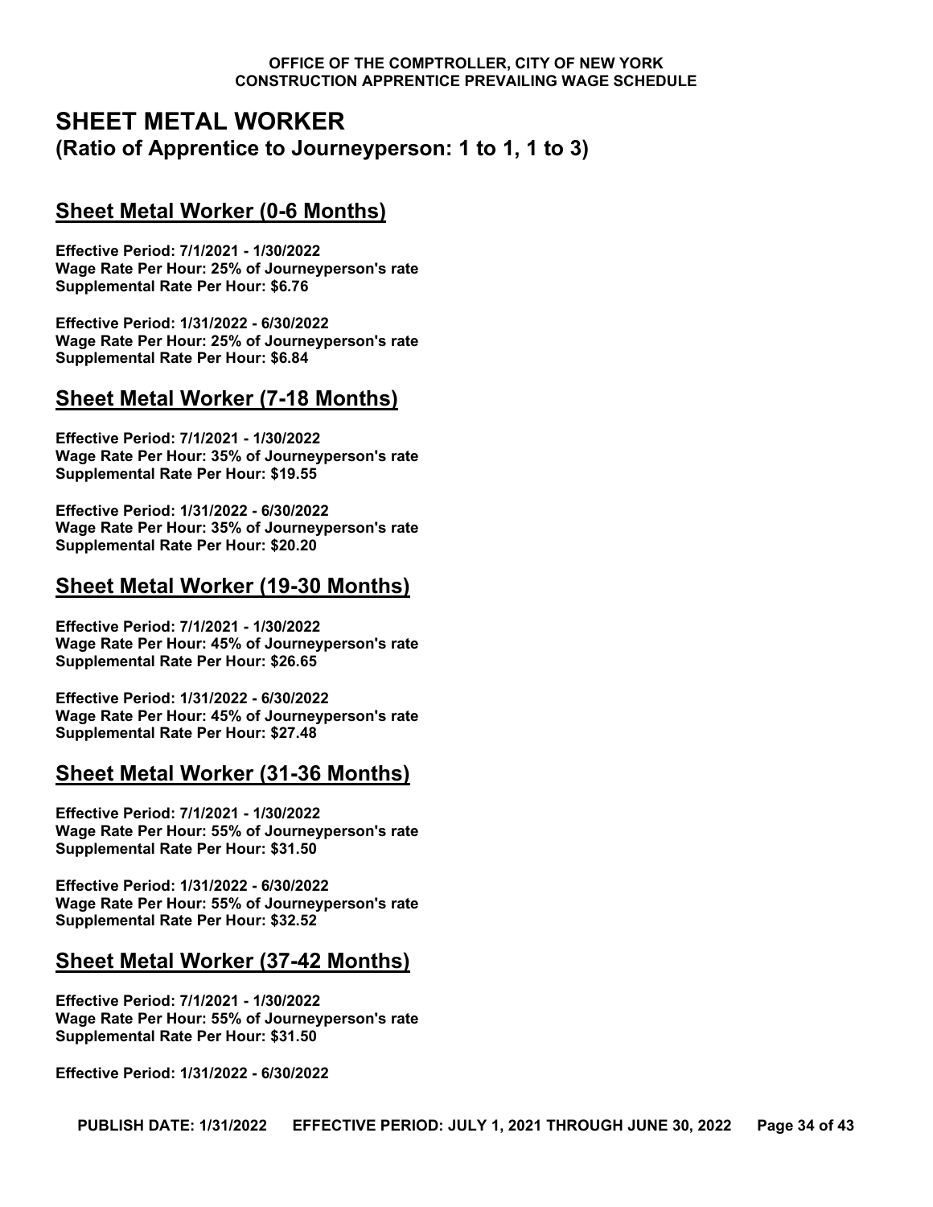# SHEET METAL WORKER

## (Ratio of Apprentice to Journeyperson: 1 to 1, 1 to 3)

### Sheet Metal Worker (0-6 Months)

**Effective Period: 7/1/2021 - 1/30/2022**
**Wage Rate Per Hour: 25% of Journeyperson's rate**
**Supplemental Rate Per Hour: $6.76**

**Effective Period: 1/31/2022 - 6/30/2022**
**Wage Rate Per Hour: 25% of Journeyperson's rate**
**Supplemental Rate Per Hour: $6.84**

### Sheet Metal Worker (7-18 Months)

**Effective Period: 7/1/2021 - 1/30/2022**
**Wage Rate Per Hour: 35% of Journeyperson's rate**
**Supplemental Rate Per Hour: $19.55**

**Effective Period: 1/31/2022 - 6/30/2022**
**Wage Rate Per Hour: 35% of Journeyperson's rate**
**Supplemental Rate Per Hour: $20.20**

### Sheet Metal Worker (19-30 Months)

**Effective Period: 7/1/2021 - 1/30/2022**
**Wage Rate Per Hour: 45% of Journeyperson's rate**
**Supplemental Rate Per Hour: $26.65**

**Effective Period: 1/31/2022 - 6/30/2022**
**Wage Rate Per Hour: 45% of Journeyperson's rate**
**Supplemental Rate Per Hour: $27.48**

### Sheet Metal Worker (31-36 Months)

**Effective Period: 7/1/2021 - 1/30/2022**
**Wage Rate Per Hour: 55% of Journeyperson's rate**
**Supplemental Rate Per Hour: $31.50**

**Effective Period: 1/31/2022 - 6/30/2022**
**Wage Rate Per Hour: 55% of Journeyperson's rate**
**Supplemental Rate Per Hour: $32.52**

### Sheet Metal Worker (37-42 Months)

**Effective Period: 7/1/2021 - 1/30/2022**
**Wage Rate Per Hour: 55% of Journeyperson's rate**
**Supplemental Rate Per Hour: $31.50**

**Effective Period: 1/31/2022 - 6/30/2022**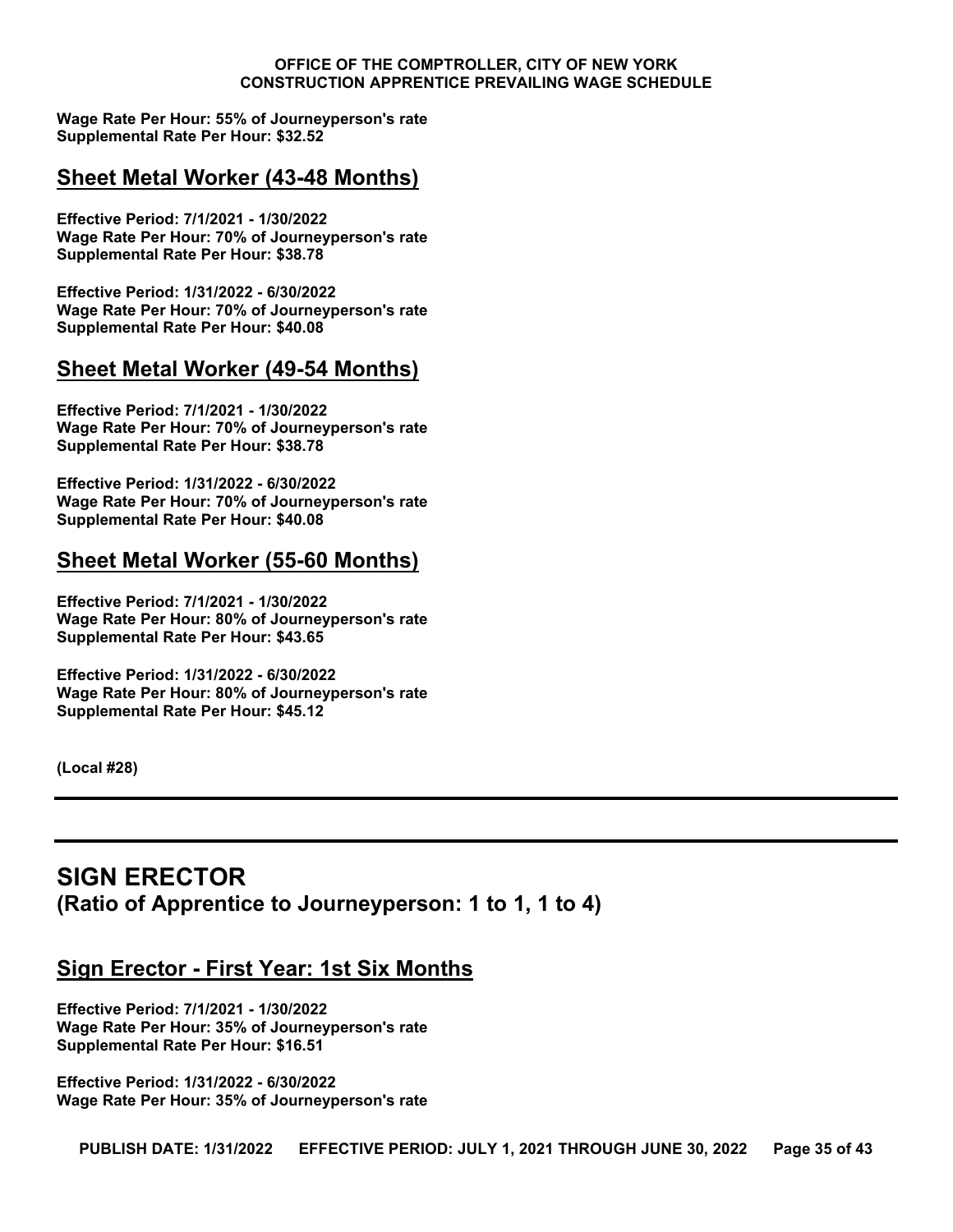**Wage Rate Per Hour: 55% of Journeyperson's rate**
**Supplemental Rate Per Hour: $32.52**

## Sheet Metal Worker (43-48 Months)

**Effective Period: 7/1/2021 - 1/30/2022**
**Wage Rate Per Hour: 70% of Journeyperson's rate**
**Supplemental Rate Per Hour: $38.78**

**Effective Period: 1/31/2022 - 6/30/2022**
**Wage Rate Per Hour: 70% of Journeyperson's rate**
**Supplemental Rate Per Hour: $40.08**

## Sheet Metal Worker (49-54 Months)

**Effective Period: 7/1/2021 - 1/30/2022**
**Wage Rate Per Hour: 70% of Journeyperson's rate**
**Supplemental Rate Per Hour: $38.78**

**Effective Period: 1/31/2022 - 6/30/2022**
**Wage Rate Per Hour: 70% of Journeyperson's rate**
**Supplemental Rate Per Hour: $40.08**

## Sheet Metal Worker (55-60 Months)

**Effective Period: 7/1/2021 - 1/30/2022**
**Wage Rate Per Hour: 80% of Journeyperson's rate**
**Supplemental Rate Per Hour: $43.65**

**Effective Period: 1/31/2022 - 6/30/2022**
**Wage Rate Per Hour: 80% of Journeyperson's rate**
**Supplemental Rate Per Hour: $45.12**

**(Local #28)**

---

# SIGN ERECTOR
## (Ratio of Apprentice to Journeyperson: 1 to 1, 1 to 4)

## Sign Erector - First Year: 1st Six Months

**Effective Period: 7/1/2021 - 1/30/2022**
**Wage Rate Per Hour: 35% of Journeyperson's rate**
**Supplemental Rate Per Hour: $16.51**

**Effective Period: 1/31/2022 - 6/30/2022**
**Wage Rate Per Hour: 35% of Journeyperson's rate**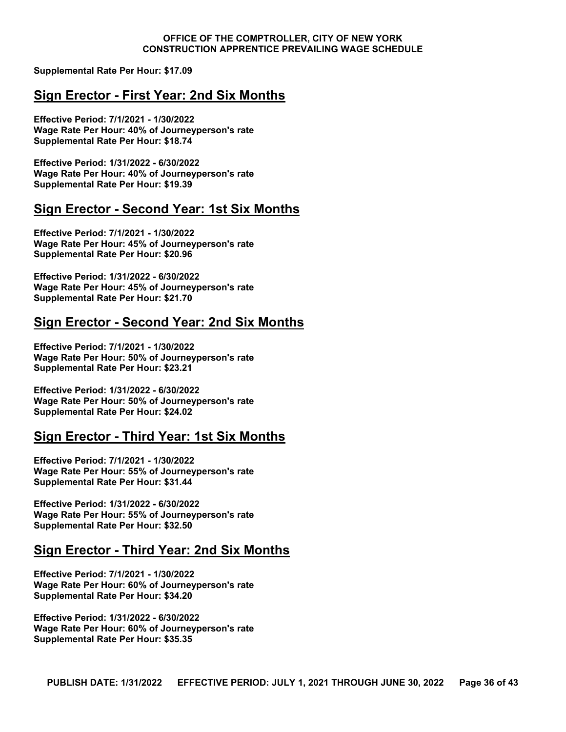**Supplemental Rate Per Hour: $17.09**

## Sign Erector - First Year: 2nd Six Months

**Effective Period: 7/1/2021 - 1/30/2022**
**Wage Rate Per Hour: 40% of Journeyperson's rate**
**Supplemental Rate Per Hour: $18.74**

**Effective Period: 1/31/2022 - 6/30/2022**
**Wage Rate Per Hour: 40% of Journeyperson's rate**
**Supplemental Rate Per Hour: $19.39**

## Sign Erector - Second Year: 1st Six Months

**Effective Period: 7/1/2021 - 1/30/2022**
**Wage Rate Per Hour: 45% of Journeyperson's rate**
**Supplemental Rate Per Hour: $20.96**

**Effective Period: 1/31/2022 - 6/30/2022**
**Wage Rate Per Hour: 45% of Journeyperson's rate**
**Supplemental Rate Per Hour: $21.70**

## Sign Erector - Second Year: 2nd Six Months

**Effective Period: 7/1/2021 - 1/30/2022**
**Wage Rate Per Hour: 50% of Journeyperson's rate**
**Supplemental Rate Per Hour: $23.21**

**Effective Period: 1/31/2022 - 6/30/2022**
**Wage Rate Per Hour: 50% of Journeyperson's rate**
**Supplemental Rate Per Hour: $24.02**

## Sign Erector - Third Year: 1st Six Months

**Effective Period: 7/1/2021 - 1/30/2022**
**Wage Rate Per Hour: 55% of Journeyperson's rate**
**Supplemental Rate Per Hour: $31.44**

**Effective Period: 1/31/2022 - 6/30/2022**
**Wage Rate Per Hour: 55% of Journeyperson's rate**
**Supplemental Rate Per Hour: $32.50**

## Sign Erector - Third Year: 2nd Six Months

**Effective Period: 7/1/2021 - 1/30/2022**
**Wage Rate Per Hour: 60% of Journeyperson's rate**
**Supplemental Rate Per Hour: $34.20**

**Effective Period: 1/31/2022 - 6/30/2022**
**Wage Rate Per Hour: 60% of Journeyperson's rate**
**Supplemental Rate Per Hour: $35.35**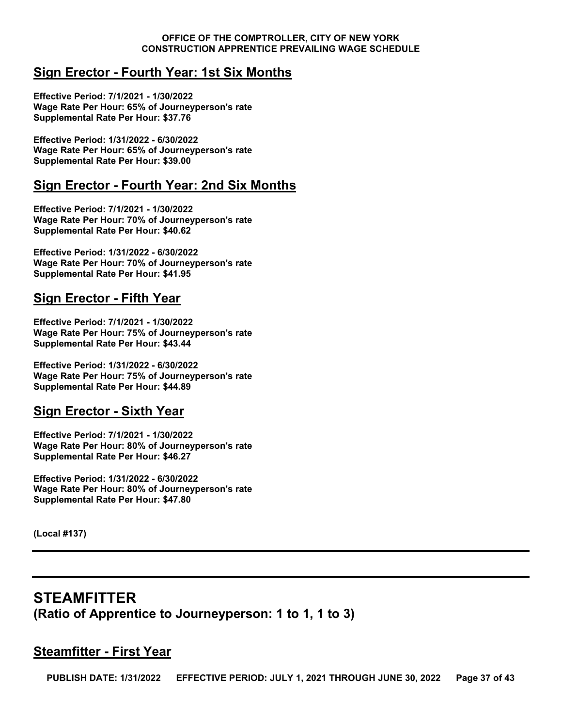## Sign Erector - Fourth Year: 1st Six Months

**Effective Period: 7/1/2021 - 1/30/2022**
**Wage Rate Per Hour: 65% of Journeyperson's rate**
**Supplemental Rate Per Hour: $37.76**

**Effective Period: 1/31/2022 - 6/30/2022**
**Wage Rate Per Hour: 65% of Journeyperson's rate**
**Supplemental Rate Per Hour: $39.00**

## Sign Erector - Fourth Year: 2nd Six Months

**Effective Period: 7/1/2021 - 1/30/2022**
**Wage Rate Per Hour: 70% of Journeyperson's rate**
**Supplemental Rate Per Hour: $40.62**

**Effective Period: 1/31/2022 - 6/30/2022**
**Wage Rate Per Hour: 70% of Journeyperson's rate**
**Supplemental Rate Per Hour: $41.95**

## Sign Erector - Fifth Year

**Effective Period: 7/1/2021 - 1/30/2022**
**Wage Rate Per Hour: 75% of Journeyperson's rate**
**Supplemental Rate Per Hour: $43.44**

**Effective Period: 1/31/2022 - 6/30/2022**
**Wage Rate Per Hour: 75% of Journeyperson's rate**
**Supplemental Rate Per Hour: $44.89**

## Sign Erector - Sixth Year

**Effective Period: 7/1/2021 - 1/30/2022**
**Wage Rate Per Hour: 80% of Journeyperson's rate**
**Supplemental Rate Per Hour: $46.27**

**Effective Period: 1/31/2022 - 6/30/2022**
**Wage Rate Per Hour: 80% of Journeyperson's rate**
**Supplemental Rate Per Hour: $47.80**

**(Local #137)**

---

# STEAMFITTER
**(Ratio of Apprentice to Journeyperson: 1 to 1, 1 to 3)**

## Steamfitter - First Year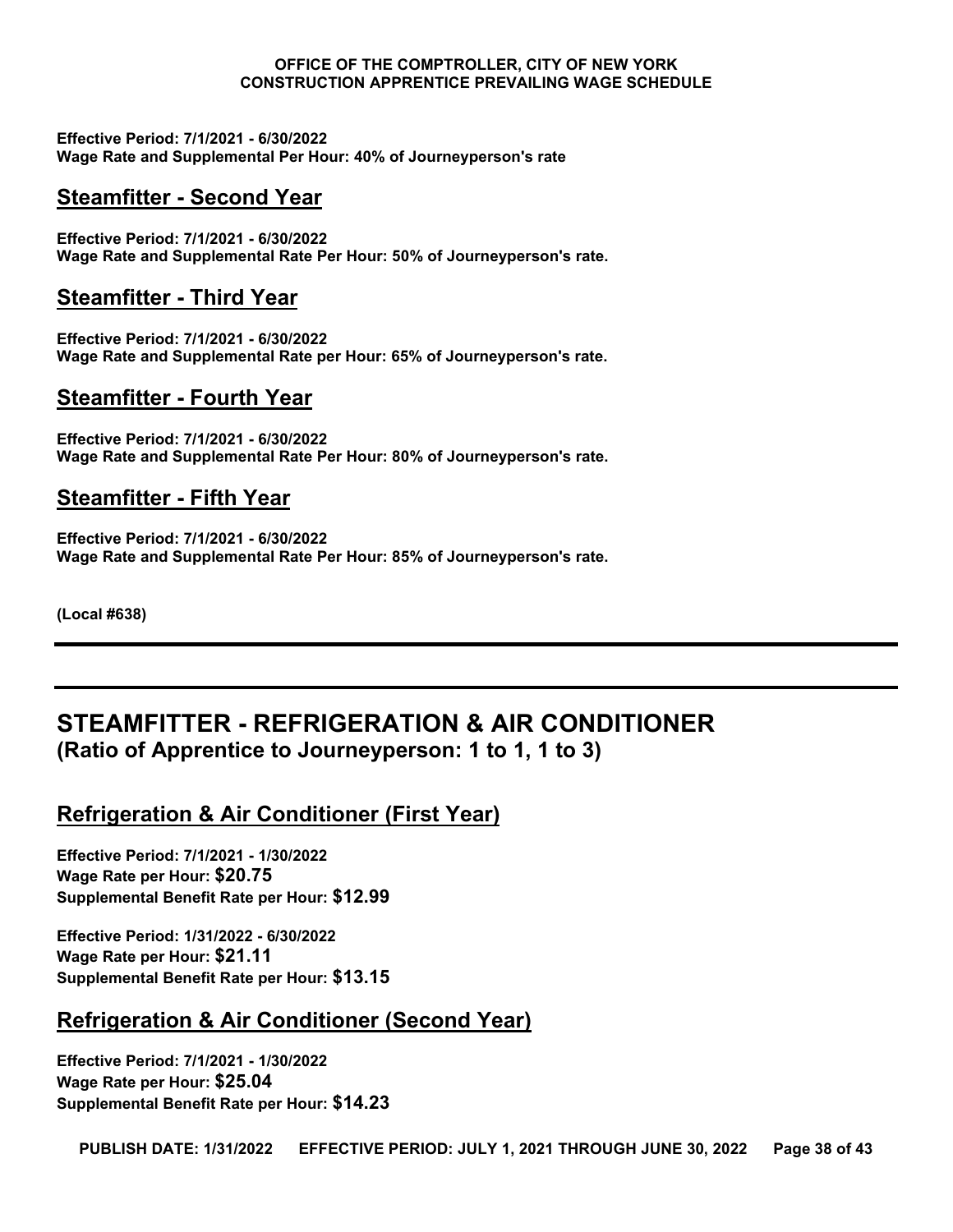**Effective Period: 7/1/2021 - 6/30/2022**
**Wage Rate and Supplemental Per Hour: 40% of Journeyperson's rate**

## Steamfitter - Second Year

**Effective Period: 7/1/2021 - 6/30/2022**
**Wage Rate and Supplemental Rate Per Hour: 50% of Journeyperson's rate.**

## Steamfitter - Third Year

**Effective Period: 7/1/2021 - 6/30/2022**
**Wage Rate and Supplemental Rate per Hour: 65% of Journeyperson's rate.**

## Steamfitter - Fourth Year

**Effective Period: 7/1/2021 - 6/30/2022**
**Wage Rate and Supplemental Rate Per Hour: 80% of Journeyperson's rate.**

## Steamfitter - Fifth Year

**Effective Period: 7/1/2021 - 6/30/2022**
**Wage Rate and Supplemental Rate Per Hour: 85% of Journeyperson's rate.**

**(Local #638)**

---

# STEAMFITTER - REFRIGERATION & AIR CONDITIONER
**(Ratio of Apprentice to Journeyperson: 1 to 1, 1 to 3)**

## Refrigeration & Air Conditioner (First Year)

**Effective Period: 7/1/2021 - 1/30/2022**
**Wage Rate per Hour: $20.75**
**Supplemental Benefit Rate per Hour: $12.99**

**Effective Period: 1/31/2022 - 6/30/2022**
**Wage Rate per Hour: $21.11**
**Supplemental Benefit Rate per Hour: $13.15**

## Refrigeration & Air Conditioner (Second Year)

**Effective Period: 7/1/2021 - 1/30/2022**
**Wage Rate per Hour: $25.04**
**Supplemental Benefit Rate per Hour: $14.23**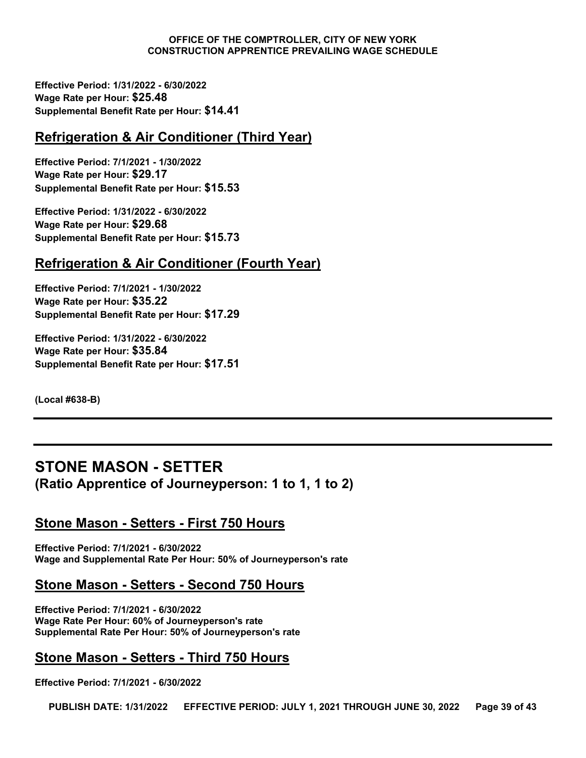**Effective Period: 1/31/2022 - 6/30/2022**
**Wage Rate per Hour: $25.48**
**Supplemental Benefit Rate per Hour: $14.41**

## Refrigeration & Air Conditioner (Third Year)

**Effective Period: 7/1/2021 - 1/30/2022**
**Wage Rate per Hour: $29.17**
**Supplemental Benefit Rate per Hour: $15.53**

**Effective Period: 1/31/2022 - 6/30/2022**
**Wage Rate per Hour: $29.68**
**Supplemental Benefit Rate per Hour: $15.73**

## Refrigeration & Air Conditioner (Fourth Year)

**Effective Period: 7/1/2021 - 1/30/2022**
**Wage Rate per Hour: $35.22**
**Supplemental Benefit Rate per Hour: $17.29**

**Effective Period: 1/31/2022 - 6/30/2022**
**Wage Rate per Hour: $35.84**
**Supplemental Benefit Rate per Hour: $17.51**

**(Local #638-B)**

---

# STONE MASON - SETTER
**(Ratio Apprentice of Journeyperson: 1 to 1, 1 to 2)**

## Stone Mason - Setters - First 750 Hours

**Effective Period: 7/1/2021 - 6/30/2022**
**Wage and Supplemental Rate Per Hour: 50% of Journeyperson's rate**

## Stone Mason - Setters - Second 750 Hours

**Effective Period: 7/1/2021 - 6/30/2022**
**Wage Rate Per Hour: 60% of Journeyperson's rate**
**Supplemental Rate Per Hour: 50% of Journeyperson's rate**

## Stone Mason - Setters - Third 750 Hours

**Effective Period: 7/1/2021 - 6/30/2022**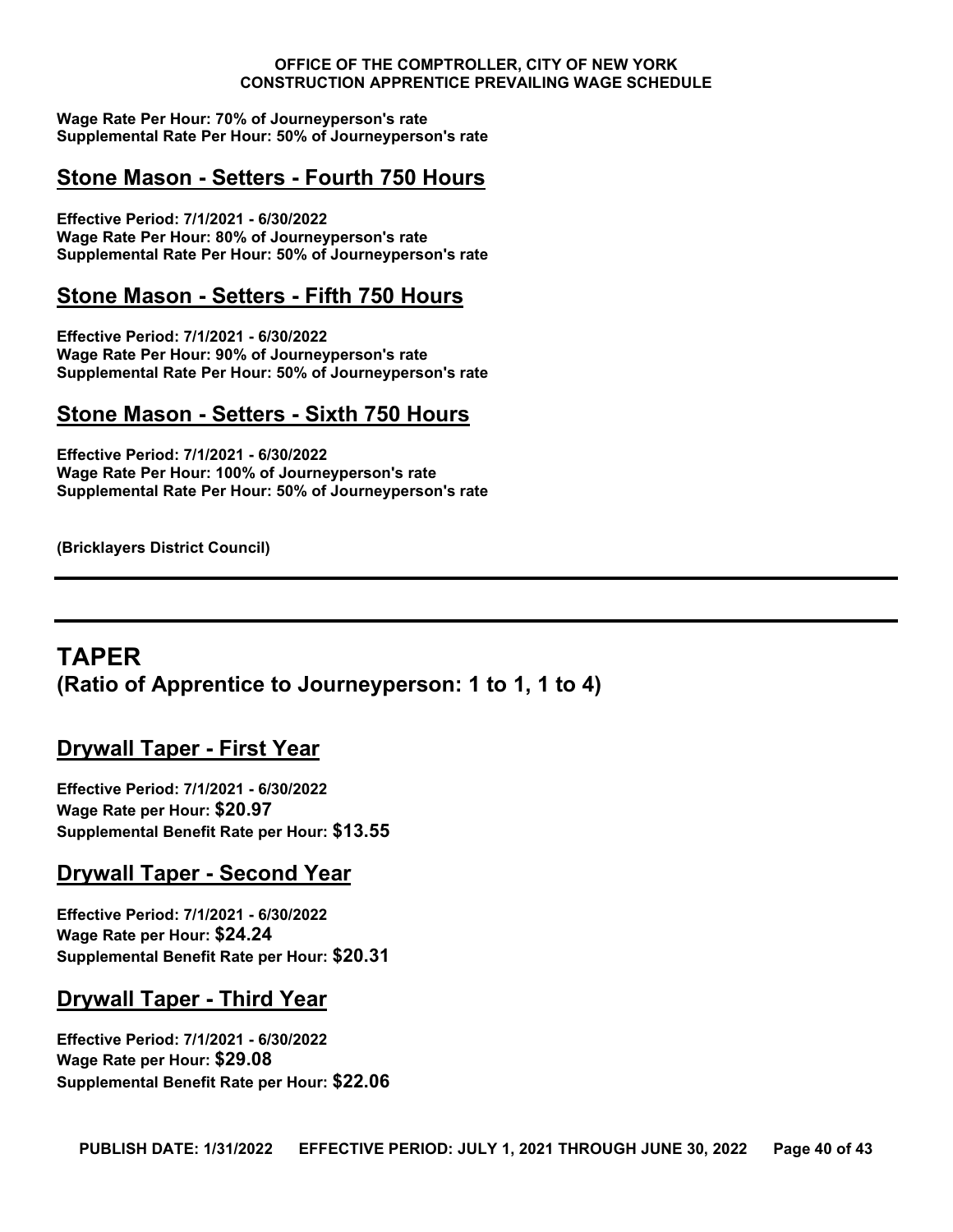**Wage Rate Per Hour: 70% of Journeyperson's rate**
**Supplemental Rate Per Hour: 50% of Journeyperson's rate**

### Stone Mason - Setters - Fourth 750 Hours

**Effective Period: 7/1/2021 - 6/30/2022**
**Wage Rate Per Hour: 80% of Journeyperson's rate**
**Supplemental Rate Per Hour: 50% of Journeyperson's rate**

### Stone Mason - Setters - Fifth 750 Hours

**Effective Period: 7/1/2021 - 6/30/2022**
**Wage Rate Per Hour: 90% of Journeyperson's rate**
**Supplemental Rate Per Hour: 50% of Journeyperson's rate**

### Stone Mason - Setters - Sixth 750 Hours

**Effective Period: 7/1/2021 - 6/30/2022**
**Wage Rate Per Hour: 100% of Journeyperson's rate**
**Supplemental Rate Per Hour: 50% of Journeyperson's rate**

**(Bricklayers District Council)**

---

## TAPER
## (Ratio of Apprentice to Journeyperson: 1 to 1, 1 to 4)

### Drywall Taper - First Year

**Effective Period: 7/1/2021 - 6/30/2022**
**Wage Rate per Hour: $20.97**
**Supplemental Benefit Rate per Hour: $13.55**

### Drywall Taper - Second Year

**Effective Period: 7/1/2021 - 6/30/2022**
**Wage Rate per Hour: $24.24**
**Supplemental Benefit Rate per Hour: $20.31**

### Drywall Taper - Third Year

**Effective Period: 7/1/2021 - 6/30/2022**
**Wage Rate per Hour: $29.08**
**Supplemental Benefit Rate per Hour: $22.06**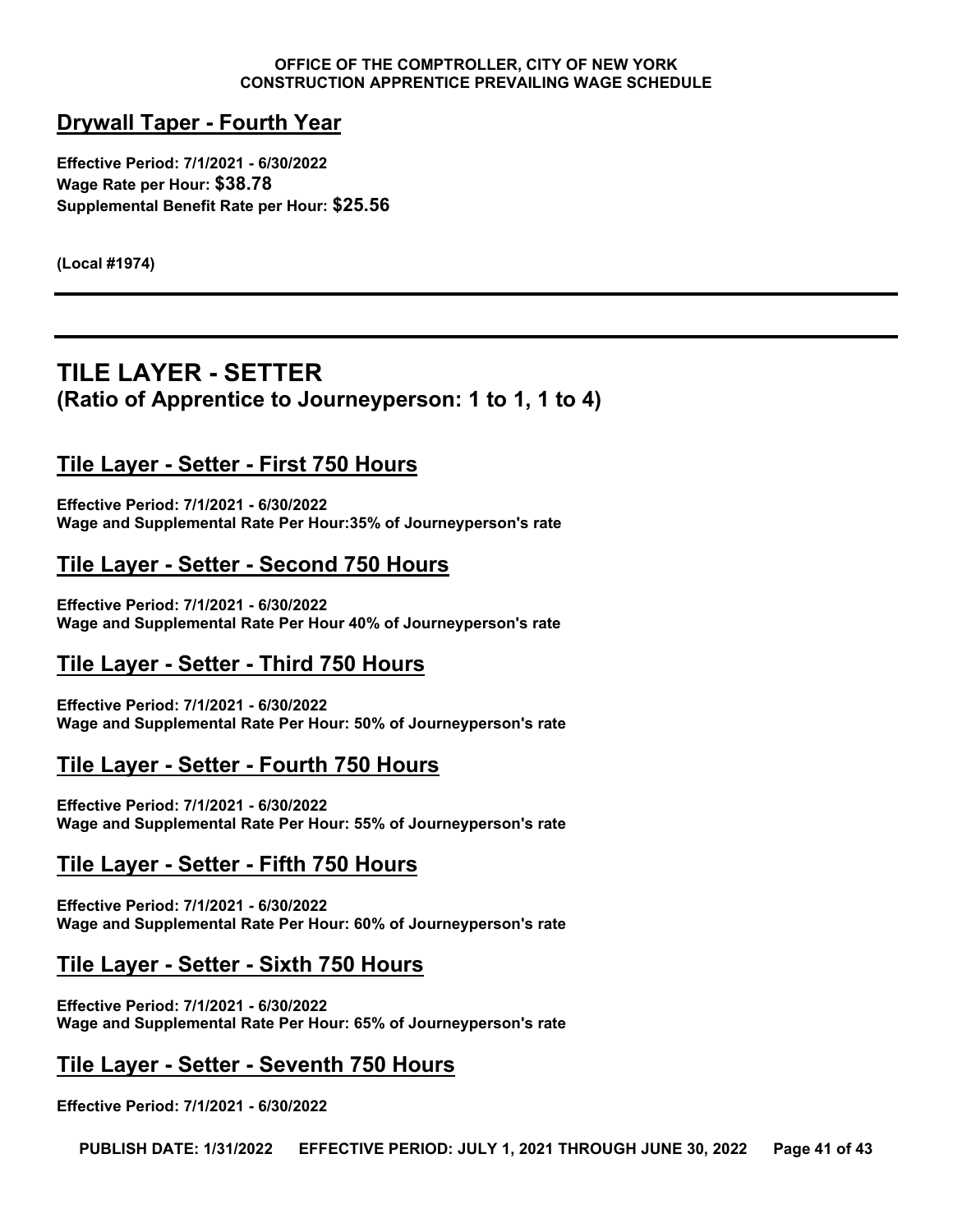## Drywall Taper - Fourth Year

**Effective Period: 7/1/2021 - 6/30/2022**
**Wage Rate per Hour: $38.78**
**Supplemental Benefit Rate per Hour: $25.56**

**(Local #1974)**

---

---

# TILE LAYER - SETTER
## (Ratio of Apprentice to Journeyperson: 1 to 1, 1 to 4)

## Tile Layer - Setter - First 750 Hours

**Effective Period: 7/1/2021 - 6/30/2022**
**Wage and Supplemental Rate Per Hour:35% of Journeyperson's rate**

## Tile Layer - Setter - Second 750 Hours

**Effective Period: 7/1/2021 - 6/30/2022**
**Wage and Supplemental Rate Per Hour 40% of Journeyperson's rate**

## Tile Layer - Setter - Third 750 Hours

**Effective Period: 7/1/2021 - 6/30/2022**
**Wage and Supplemental Rate Per Hour: 50% of Journeyperson's rate**

## Tile Layer - Setter - Fourth 750 Hours

**Effective Period: 7/1/2021 - 6/30/2022**
**Wage and Supplemental Rate Per Hour: 55% of Journeyperson's rate**

## Tile Layer - Setter - Fifth 750 Hours

**Effective Period: 7/1/2021 - 6/30/2022**
**Wage and Supplemental Rate Per Hour: 60% of Journeyperson's rate**

## Tile Layer - Setter - Sixth 750 Hours

**Effective Period: 7/1/2021 - 6/30/2022**
**Wage and Supplemental Rate Per Hour: 65% of Journeyperson's rate**

## Tile Layer - Setter - Seventh 750 Hours

**Effective Period: 7/1/2021 - 6/30/2022**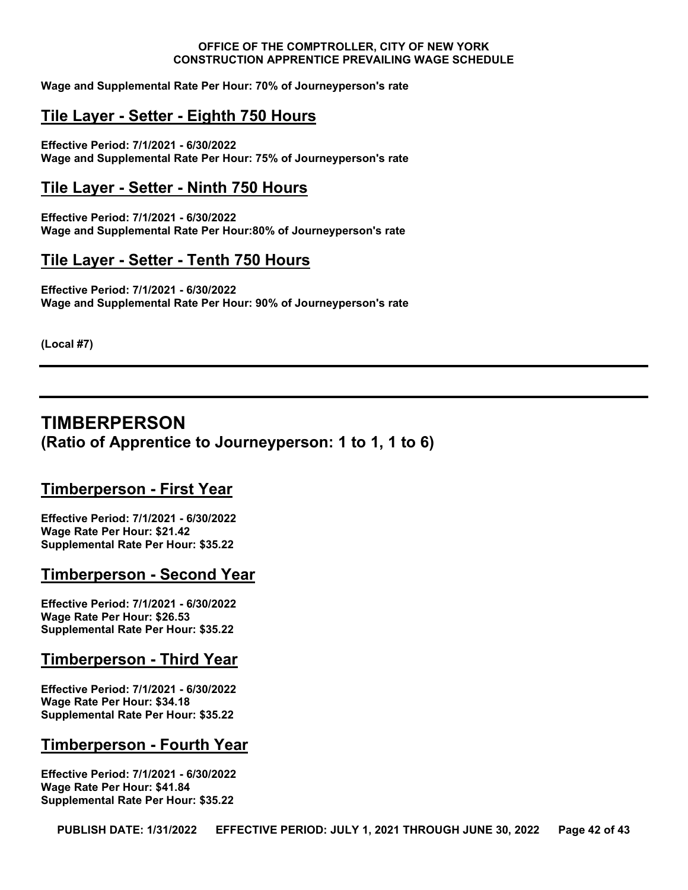**Wage and Supplemental Rate Per Hour: 70% of Journeyperson's rate**

## Tile Layer - Setter - Eighth 750 Hours

**Effective Period: 7/1/2021 - 6/30/2022**
**Wage and Supplemental Rate Per Hour: 75% of Journeyperson's rate**

## Tile Layer - Setter - Ninth 750 Hours

**Effective Period: 7/1/2021 - 6/30/2022**
**Wage and Supplemental Rate Per Hour:80% of Journeyperson's rate**

## Tile Layer - Setter - Tenth 750 Hours

**Effective Period: 7/1/2021 - 6/30/2022**
**Wage and Supplemental Rate Per Hour: 90% of Journeyperson's rate**

**(Local #7)**

---

# TIMBERPERSON
**(Ratio of Apprentice to Journeyperson: 1 to 1, 1 to 6)**

## Timberperson - First Year

**Effective Period: 7/1/2021 - 6/30/2022**
**Wage Rate Per Hour: $21.42**
**Supplemental Rate Per Hour: $35.22**

## Timberperson - Second Year

**Effective Period: 7/1/2021 - 6/30/2022**
**Wage Rate Per Hour: $26.53**
**Supplemental Rate Per Hour: $35.22**

## Timberperson - Third Year

**Effective Period: 7/1/2021 - 6/30/2022**
**Wage Rate Per Hour: $34.18**
**Supplemental Rate Per Hour: $35.22**

## Timberperson - Fourth Year

**Effective Period: 7/1/2021 - 6/30/2022**
**Wage Rate Per Hour: $41.84**
**Supplemental Rate Per Hour: $35.22**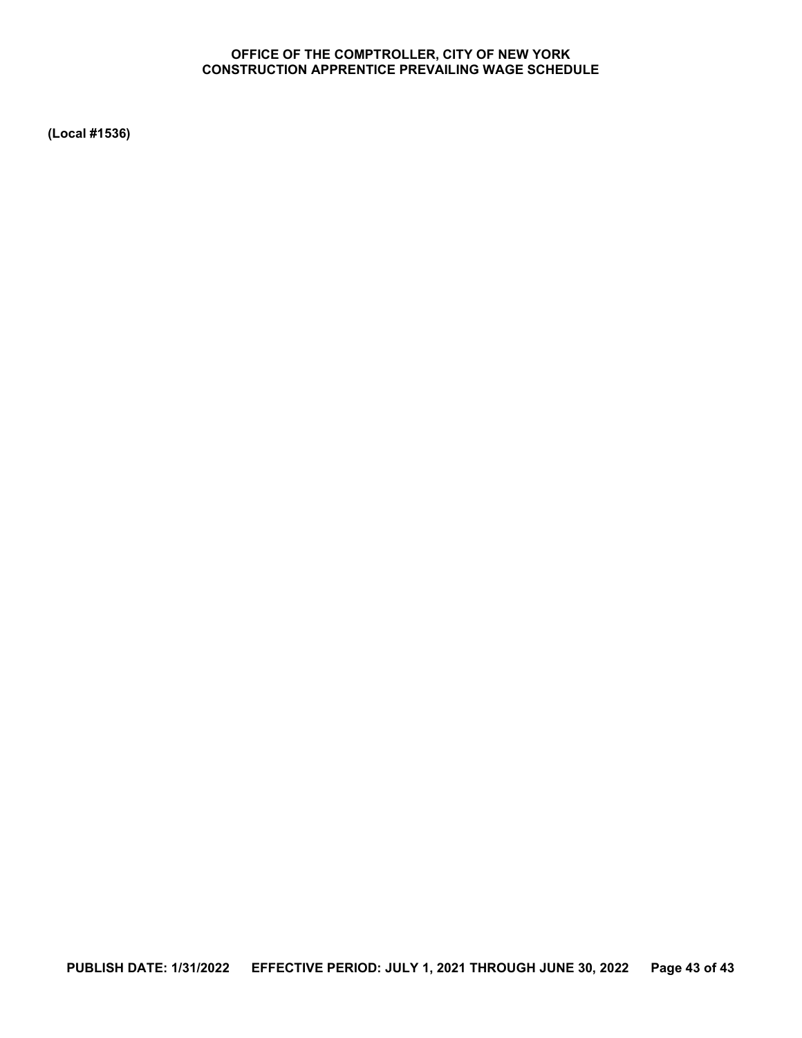**(Local #1536)**